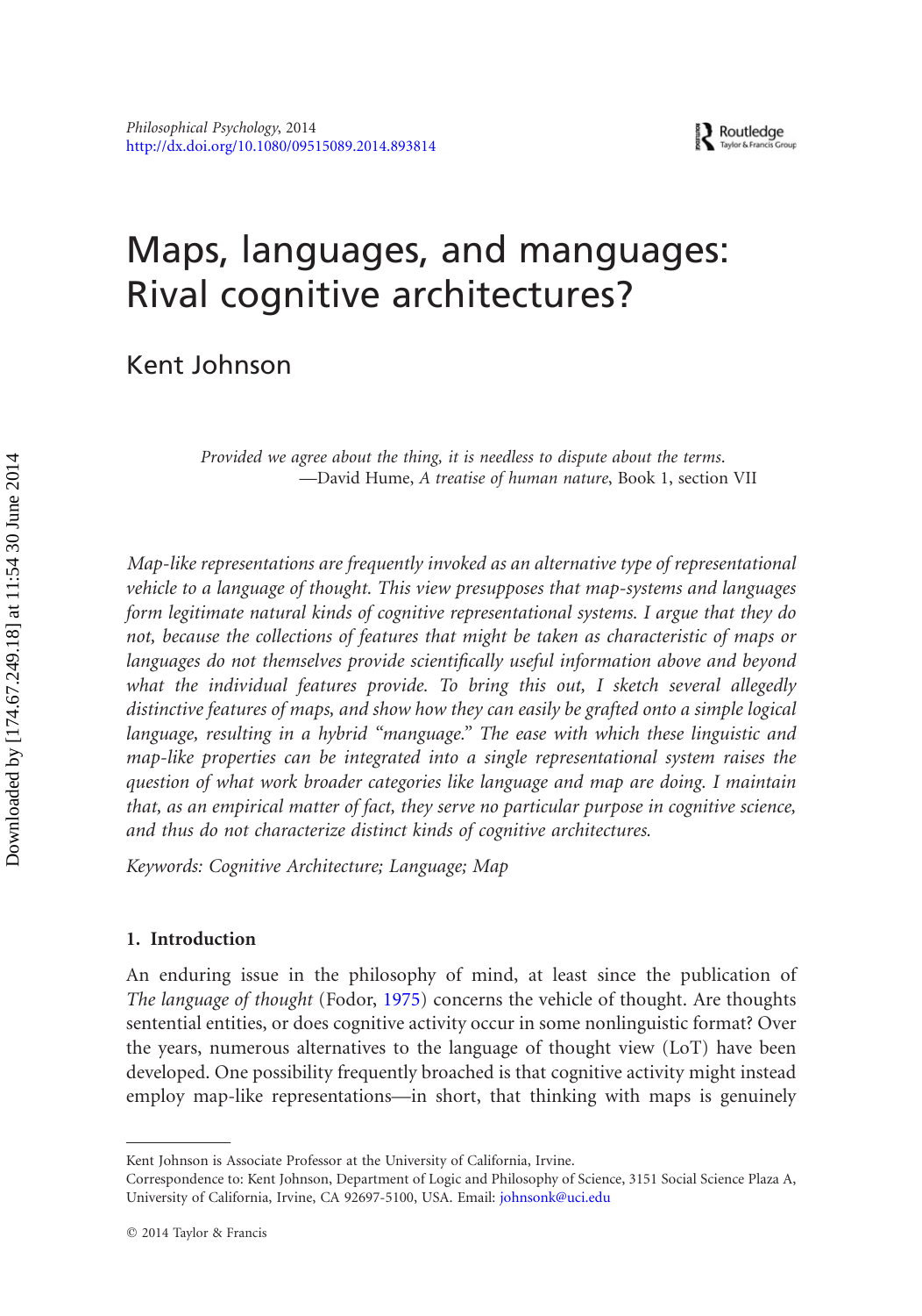# Maps, languages, and manguages: Rival cognitive architectures?

Kent Johnson

> *Provided we agree about the thing, it is needless to dispute about the terms.*
> —David Hume, *A treatise of human nature*, Book 1, section VII

*Map-like representations are frequently invoked as an alternative type of representational vehicle to a language of thought. This view presupposes that map-systems and languages form legitimate natural kinds of cognitive representational systems. I argue that they do not, because the collections of features that might be taken as characteristic of maps or languages do not themselves provide scientifically useful information above and beyond what the individual features provide. To bring this out, I sketch several allegedly distinctive features of maps, and show how they can easily be grafted onto a simple logical language, resulting in a hybrid "manguage." The ease with which these linguistic and map-like properties can be integrated into a single representational system raises the question of what work broader categories like language and map are doing. I maintain that, as an empirical matter of fact, they serve no particular purpose in cognitive science, and thus do not characterize distinct kinds of cognitive architectures.*

*Keywords: Cognitive Architecture; Language; Map*

## 1. Introduction

An enduring issue in the philosophy of mind, at least since the publication of *The language of thought* (Fodor, 1975) concerns the vehicle of thought. Are thoughts sentential entities, or does cognitive activity occur in some nonlinguistic format? Over the years, numerous alternatives to the language of thought view (LoT) have been developed. One possibility frequently broached is that cognitive activity might instead employ map-like representations—in short, that thinking with maps is genuinely

---

Kent Johnson is Associate Professor at the University of California, Irvine.

Correspondence to: Kent Johnson, Department of Logic and Philosophy of Science, 3151 Social Science Plaza A, University of California, Irvine, CA 92697-5100, USA. Email: johnsonk@uci.edu

© 2014 Taylor & Francis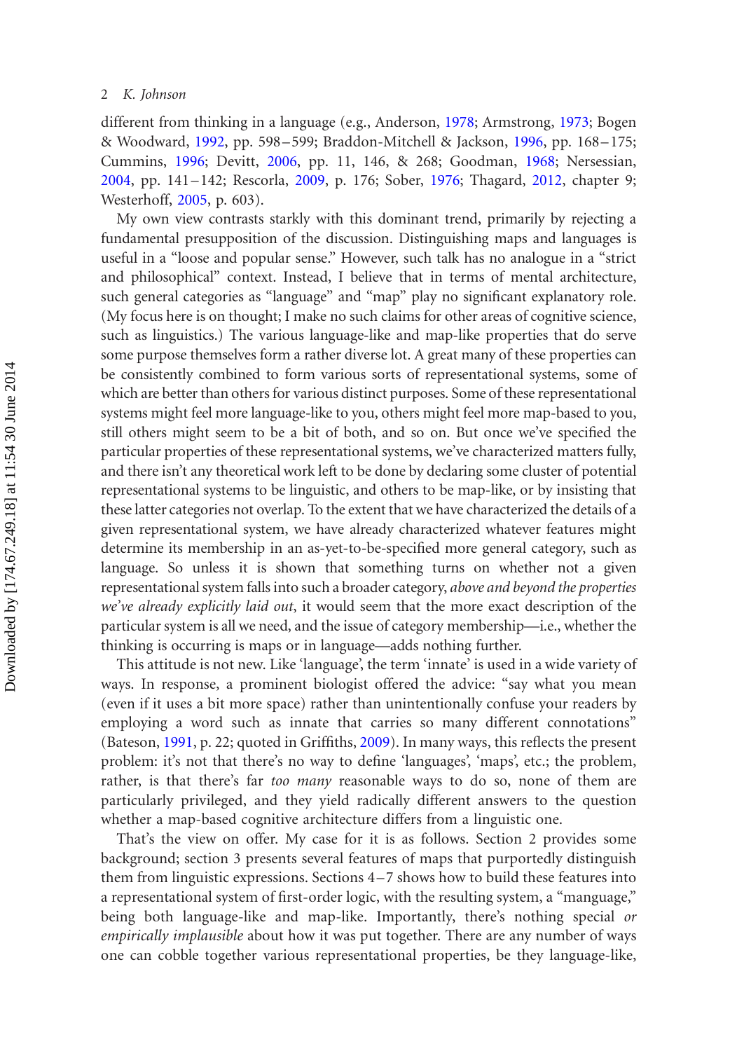different from thinking in a language (e.g., Anderson, 1978; Armstrong, 1973; Bogen & Woodward, 1992, pp. 598–599; Braddon-Mitchell & Jackson, 1996, pp. 168–175; Cummins, 1996; Devitt, 2006, pp. 11, 146, & 268; Goodman, 1968; Nersessian, 2004, pp. 141–142; Rescorla, 2009, p. 176; Sober, 1976; Thagard, 2012, chapter 9; Westerhoff, 2005, p. 603).

My own view contrasts starkly with this dominant trend, primarily by rejecting a fundamental presupposition of the discussion. Distinguishing maps and languages is useful in a "loose and popular sense." However, such talk has no analogue in a "strict and philosophical" context. Instead, I believe that in terms of mental architecture, such general categories as "language" and "map" play no significant explanatory role. (My focus here is on thought; I make no such claims for other areas of cognitive science, such as linguistics.) The various language-like and map-like properties that do serve some purpose themselves form a rather diverse lot. A great many of these properties can be consistently combined to form various sorts of representational systems, some of which are better than others for various distinct purposes. Some of these representational systems might feel more language-like to you, others might feel more map-based to you, still others might seem to be a bit of both, and so on. But once we've specified the particular properties of these representational systems, we've characterized matters fully, and there isn't any theoretical work left to be done by declaring some cluster of potential representational systems to be linguistic, and others to be map-like, or by insisting that these latter categories not overlap. To the extent that we have characterized the details of a given representational system, we have already characterized whatever features might determine its membership in an as-yet-to-be-specified more general category, such as language. So unless it is shown that something turns on whether not a given representational system falls into such a broader category, *above and beyond the properties we've already explicitly laid out*, it would seem that the more exact description of the particular system is all we need, and the issue of category membership—i.e., whether the thinking is occurring is maps or in language—adds nothing further.

This attitude is not new. Like 'language', the term 'innate' is used in a wide variety of ways. In response, a prominent biologist offered the advice: "say what you mean (even if it uses a bit more space) rather than unintentionally confuse your readers by employing a word such as innate that carries so many different connotations" (Bateson, 1991, p. 22; quoted in Griffiths, 2009). In many ways, this reflects the present problem: it's not that there's no way to define 'languages', 'maps', etc.; the problem, rather, is that there's far *too many* reasonable ways to do so, none of them are particularly privileged, and they yield radically different answers to the question whether a map-based cognitive architecture differs from a linguistic one.

That's the view on offer. My case for it is as follows. Section 2 provides some background; section 3 presents several features of maps that purportedly distinguish them from linguistic expressions. Sections 4–7 shows how to build these features into a representational system of first-order logic, with the resulting system, a "manguage," being both language-like and map-like. Importantly, there's nothing special *or empirically implausible* about how it was put together. There are any number of ways one can cobble together various representational properties, be they language-like,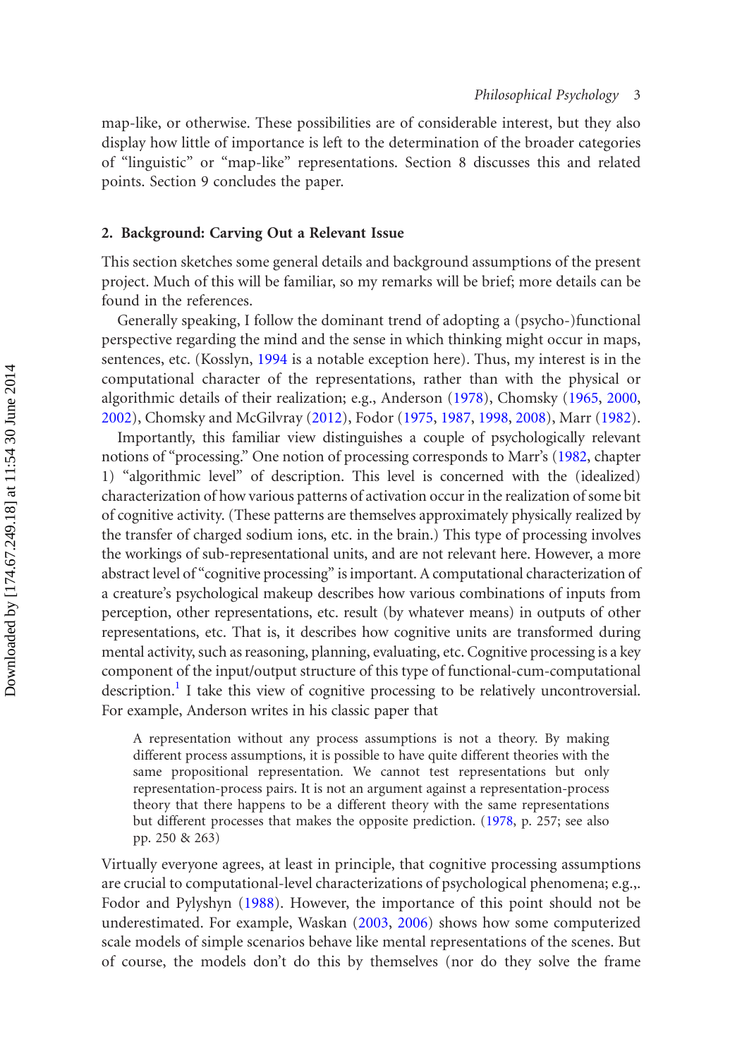map-like, or otherwise. These possibilities are of considerable interest, but they also display how little of importance is left to the determination of the broader categories of "linguistic" or "map-like" representations. Section 8 discusses this and related points. Section 9 concludes the paper.

## 2. Background: Carving Out a Relevant Issue

This section sketches some general details and background assumptions of the present project. Much of this will be familiar, so my remarks will be brief; more details can be found in the references.

Generally speaking, I follow the dominant trend of adopting a (psycho-)functional perspective regarding the mind and the sense in which thinking might occur in maps, sentences, etc. (Kosslyn, 1994 is a notable exception here). Thus, my interest is in the computational character of the representations, rather than with the physical or algorithmic details of their realization; e.g., Anderson (1978), Chomsky (1965, 2000, 2002), Chomsky and McGilvray (2012), Fodor (1975, 1987, 1998, 2008), Marr (1982).

Importantly, this familiar view distinguishes a couple of psychologically relevant notions of "processing." One notion of processing corresponds to Marr's (1982, chapter 1) "algorithmic level" of description. This level is concerned with the (idealized) characterization of how various patterns of activation occur in the realization of some bit of cognitive activity. (These patterns are themselves approximately physically realized by the transfer of charged sodium ions, etc. in the brain.) This type of processing involves the workings of sub-representational units, and are not relevant here. However, a more abstract level of "cognitive processing" is important. A computational characterization of a creature's psychological makeup describes how various combinations of inputs from perception, other representations, etc. result (by whatever means) in outputs of other representations, etc. That is, it describes how cognitive units are transformed during mental activity, such as reasoning, planning, evaluating, etc. Cognitive processing is a key component of the input/output structure of this type of functional-cum-computational description.[1] I take this view of cognitive processing to be relatively uncontroversial. For example, Anderson writes in his classic paper that

> A representation without any process assumptions is not a theory. By making different process assumptions, it is possible to have quite different theories with the same propositional representation. We cannot test representations but only representation-process pairs. It is not an argument against a representation-process theory that there happens to be a different theory with the same representations but different processes that makes the opposite prediction. (1978, p. 257; see also pp. 250 & 263)

Virtually everyone agrees, at least in principle, that cognitive processing assumptions are crucial to computational-level characterizations of psychological phenomena; e.g.,. Fodor and Pylyshyn (1988). However, the importance of this point should not be underestimated. For example, Waskan (2003, 2006) shows how some computerized scale models of simple scenarios behave like mental representations of the scenes. But of course, the models don't do this by themselves (nor do they solve the frame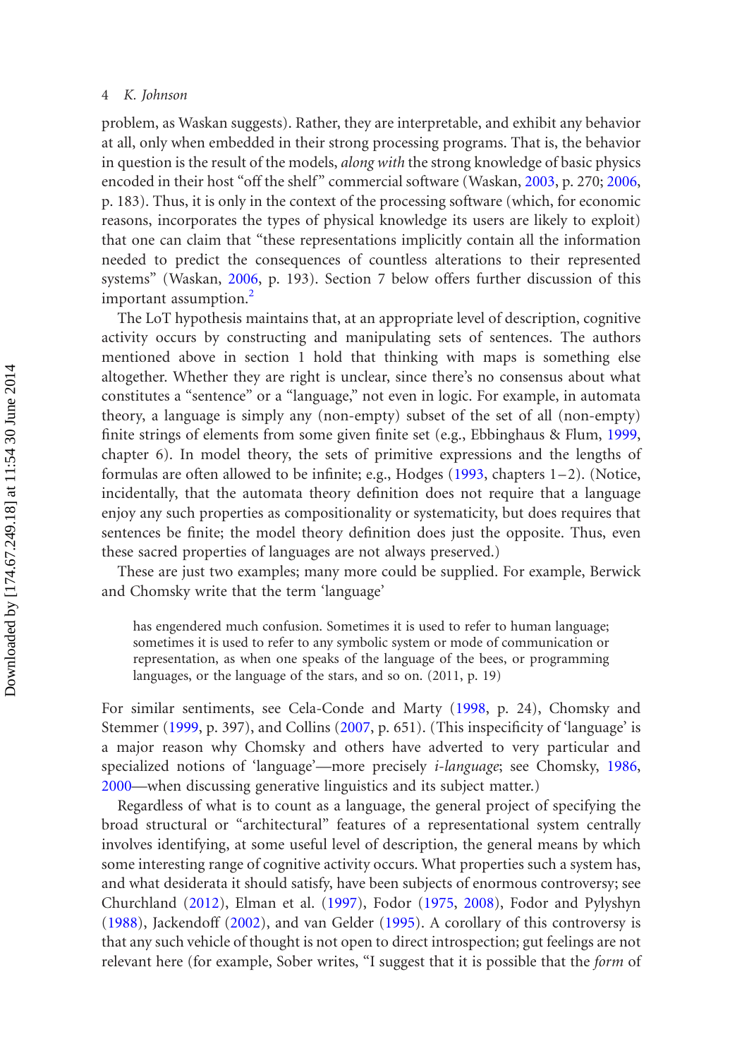problem, as Waskan suggests). Rather, they are interpretable, and exhibit any behavior at all, only when embedded in their strong processing programs. That is, the behavior in question is the result of the models, *along with* the strong knowledge of basic physics encoded in their host "off the shelf" commercial software (Waskan, 2003, p. 270; 2006, p. 183). Thus, it is only in the context of the processing software (which, for economic reasons, incorporates the types of physical knowledge its users are likely to exploit) that one can claim that "these representations implicitly contain all the information needed to predict the consequences of countless alterations to their represented systems" (Waskan, 2006, p. 193). Section 7 below offers further discussion of this important assumption.[2]

The LoT hypothesis maintains that, at an appropriate level of description, cognitive activity occurs by constructing and manipulating sets of sentences. The authors mentioned above in section 1 hold that thinking with maps is something else altogether. Whether they are right is unclear, since there's no consensus about what constitutes a "sentence" or a "language," not even in logic. For example, in automata theory, a language is simply any (non-empty) subset of the set of all (non-empty) finite strings of elements from some given finite set (e.g., Ebbinghaus & Flum, 1999, chapter 6). In model theory, the sets of primitive expressions and the lengths of formulas are often allowed to be infinite; e.g., Hodges (1993, chapters 1–2). (Notice, incidentally, that the automata theory definition does not require that a language enjoy any such properties as compositionality or systematicity, but does requires that sentences be finite; the model theory definition does just the opposite. Thus, even these sacred properties of languages are not always preserved.)

These are just two examples; many more could be supplied. For example, Berwick and Chomsky write that the term 'language'

> has engendered much confusion. Sometimes it is used to refer to human language; sometimes it is used to refer to any symbolic system or mode of communication or representation, as when one speaks of the language of the bees, or programming languages, or the language of the stars, and so on. (2011, p. 19)

For similar sentiments, see Cela-Conde and Marty (1998, p. 24), Chomsky and Stemmer (1999, p. 397), and Collins (2007, p. 651). (This inspecificity of 'language' is a major reason why Chomsky and others have adverted to very particular and specialized notions of 'language'—more precisely *i-language*; see Chomsky, 1986, 2000—when discussing generative linguistics and its subject matter.)

Regardless of what is to count as a language, the general project of specifying the broad structural or "architectural" features of a representational system centrally involves identifying, at some useful level of description, the general means by which some interesting range of cognitive activity occurs. What properties such a system has, and what desiderata it should satisfy, have been subjects of enormous controversy; see Churchland (2012), Elman et al. (1997), Fodor (1975, 2008), Fodor and Pylyshyn (1988), Jackendoff (2002), and van Gelder (1995). A corollary of this controversy is that any such vehicle of thought is not open to direct introspection; gut feelings are not relevant here (for example, Sober writes, "I suggest that it is possible that the *form* of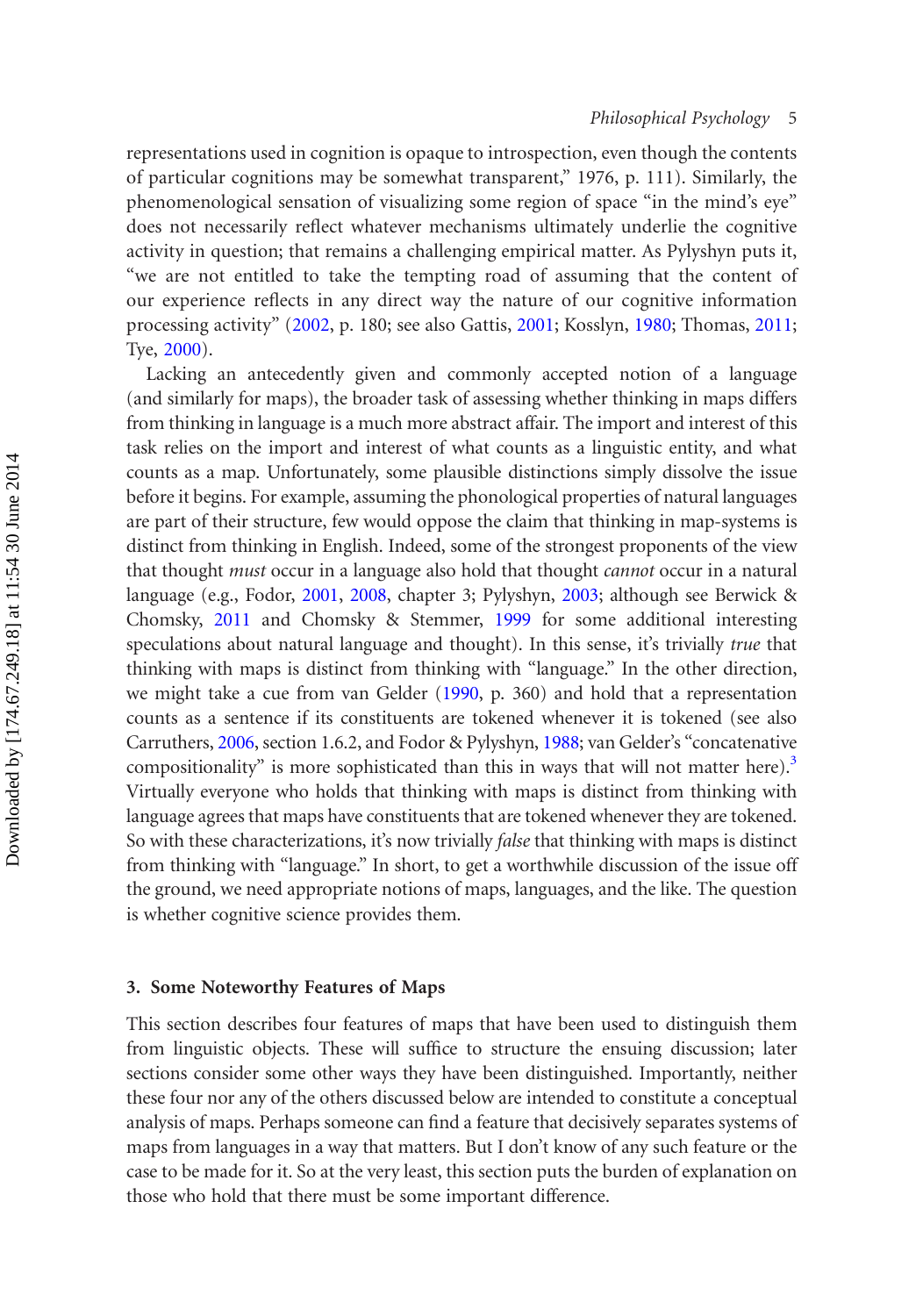representations used in cognition is opaque to introspection, even though the contents of particular cognitions may be somewhat transparent," 1976, p. 111). Similarly, the phenomenological sensation of visualizing some region of space "in the mind's eye" does not necessarily reflect whatever mechanisms ultimately underlie the cognitive activity in question; that remains a challenging empirical matter. As Pylyshyn puts it, "we are not entitled to take the tempting road of assuming that the content of our experience reflects in any direct way the nature of our cognitive information processing activity" (2002, p. 180; see also Gattis, 2001; Kosslyn, 1980; Thomas, 2011; Tye, 2000).

Lacking an antecedently given and commonly accepted notion of a language (and similarly for maps), the broader task of assessing whether thinking in maps differs from thinking in language is a much more abstract affair. The import and interest of this task relies on the import and interest of what counts as a linguistic entity, and what counts as a map. Unfortunately, some plausible distinctions simply dissolve the issue before it begins. For example, assuming the phonological properties of natural languages are part of their structure, few would oppose the claim that thinking in map-systems is distinct from thinking in English. Indeed, some of the strongest proponents of the view that thought *must* occur in a language also hold that thought *cannot* occur in a natural language (e.g., Fodor, 2001, 2008, chapter 3; Pylyshyn, 2003; although see Berwick & Chomsky, 2011 and Chomsky & Stemmer, 1999 for some additional interesting speculations about natural language and thought). In this sense, it's trivially *true* that thinking with maps is distinct from thinking with "language." In the other direction, we might take a cue from van Gelder (1990, p. 360) and hold that a representation counts as a sentence if its constituents are tokened whenever it is tokened (see also Carruthers, 2006, section 1.6.2, and Fodor & Pylyshyn, 1988; van Gelder's "concatenative compositionality" is more sophisticated than this in ways that will not matter here).[3] Virtually everyone who holds that thinking with maps is distinct from thinking with language agrees that maps have constituents that are tokened whenever they are tokened. So with these characterizations, it's now trivially *false* that thinking with maps is distinct from thinking with "language." In short, to get a worthwhile discussion of the issue off the ground, we need appropriate notions of maps, languages, and the like. The question is whether cognitive science provides them.

## 3. Some Noteworthy Features of Maps

This section describes four features of maps that have been used to distinguish them from linguistic objects. These will suffice to structure the ensuing discussion; later sections consider some other ways they have been distinguished. Importantly, neither these four nor any of the others discussed below are intended to constitute a conceptual analysis of maps. Perhaps someone can find a feature that decisively separates systems of maps from languages in a way that matters. But I don't know of any such feature or the case to be made for it. So at the very least, this section puts the burden of explanation on those who hold that there must be some important difference.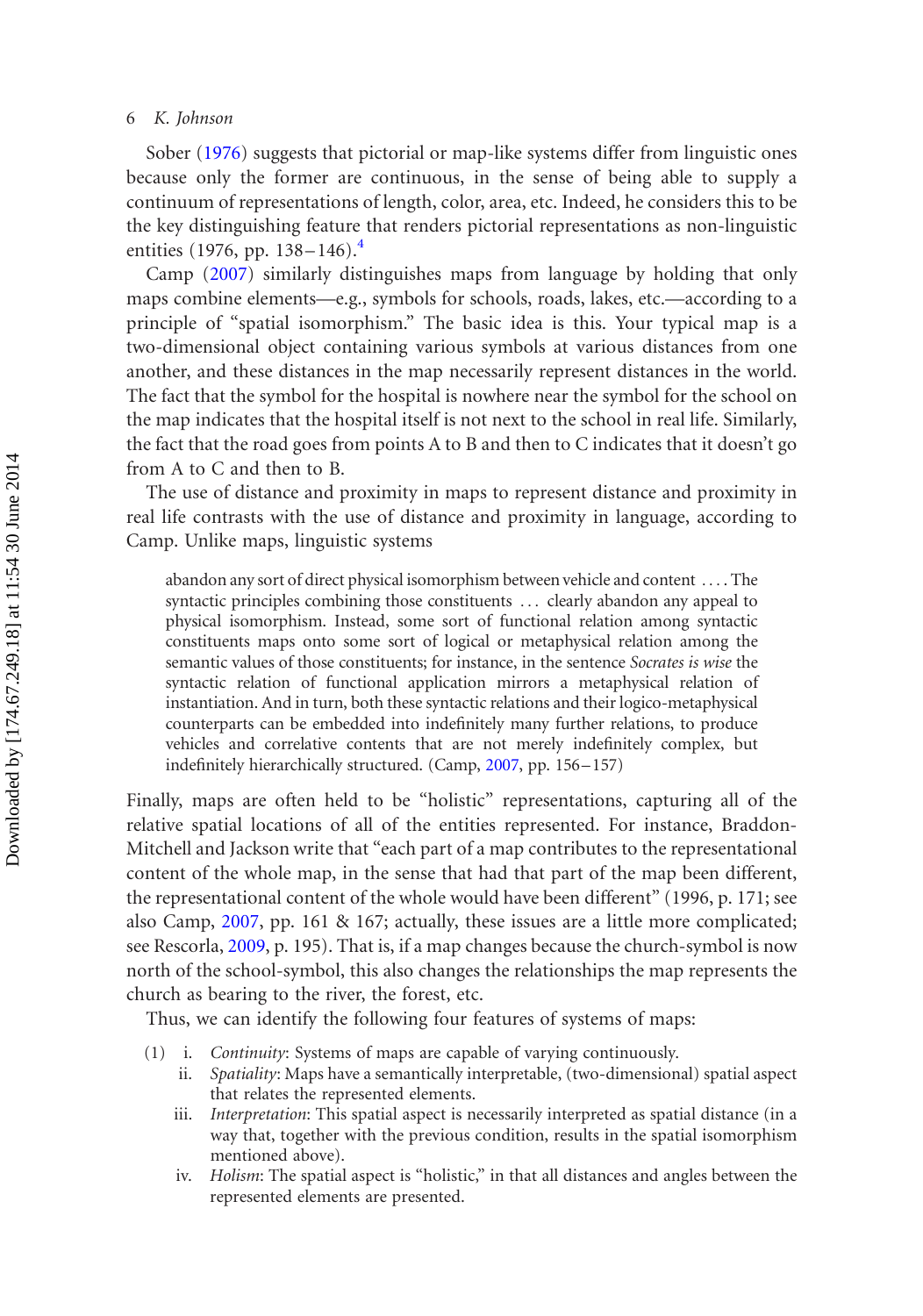Sober (1976) suggests that pictorial or map-like systems differ from linguistic ones because only the former are continuous, in the sense of being able to supply a continuum of representations of length, color, area, etc. Indeed, he considers this to be the key distinguishing feature that renders pictorial representations as non-linguistic entities (1976, pp. 138–146).[4]

Camp (2007) similarly distinguishes maps from language by holding that only maps combine elements—e.g., symbols for schools, roads, lakes, etc.—according to a principle of "spatial isomorphism." The basic idea is this. Your typical map is a two-dimensional object containing various symbols at various distances from one another, and these distances in the map necessarily represent distances in the world. The fact that the symbol for the hospital is nowhere near the symbol for the school on the map indicates that the hospital itself is not next to the school in real life. Similarly, the fact that the road goes from points A to B and then to C indicates that it doesn't go from A to C and then to B.

The use of distance and proximity in maps to represent distance and proximity in real life contrasts with the use of distance and proximity in language, according to Camp. Unlike maps, linguistic systems

> abandon any sort of direct physical isomorphism between vehicle and content .... The syntactic principles combining those constituents ... clearly abandon any appeal to physical isomorphism. Instead, some sort of functional relation among syntactic constituents maps onto some sort of logical or metaphysical relation among the semantic values of those constituents; for instance, in the sentence *Socrates is wise* the syntactic relation of functional application mirrors a metaphysical relation of instantiation. And in turn, both these syntactic relations and their logico-metaphysical counterparts can be embedded into indefinitely many further relations, to produce vehicles and correlative contents that are not merely indefinitely complex, but indefinitely hierarchically structured. (Camp, 2007, pp. 156–157)

Finally, maps are often held to be "holistic" representations, capturing all of the relative spatial locations of all of the entities represented. For instance, Braddon-Mitchell and Jackson write that "each part of a map contributes to the representational content of the whole map, in the sense that had that part of the map been different, the representational content of the whole would have been different" (1996, p. 171; see also Camp, 2007, pp. 161 & 167; actually, these issues are a little more complicated; see Rescorla, 2009, p. 195). That is, if a map changes because the church-symbol is now north of the school-symbol, this also changes the relationships the map represents the church as bearing to the river, the forest, etc.

Thus, we can identify the following four features of systems of maps:

(1)
- i. *Continuity*: Systems of maps are capable of varying continuously.
- ii. *Spatiality*: Maps have a semantically interpretable, (two-dimensional) spatial aspect that relates the represented elements.
- iii. *Interpretation*: This spatial aspect is necessarily interpreted as spatial distance (in a way that, together with the previous condition, results in the spatial isomorphism mentioned above).
- iv. *Holism*: The spatial aspect is "holistic," in that all distances and angles between the represented elements are presented.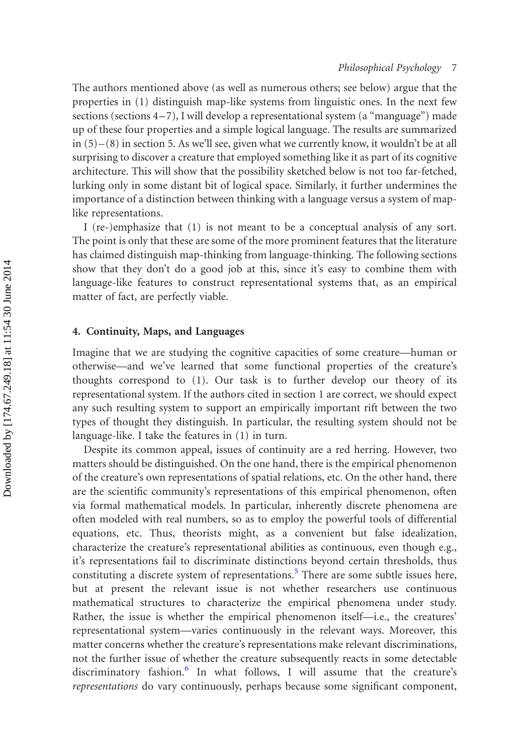The authors mentioned above (as well as numerous others; see below) argue that the properties in (1) distinguish map-like systems from linguistic ones. In the next few sections (sections 4–7), I will develop a representational system (a "manguage") made up of these four properties and a simple logical language. The results are summarized in (5)–(8) in section 5. As we'll see, given what we currently know, it wouldn't be at all surprising to discover a creature that employed something like it as part of its cognitive architecture. This will show that the possibility sketched below is not too far-fetched, lurking only in some distant bit of logical space. Similarly, it further undermines the importance of a distinction between thinking with a language versus a system of map-like representations.

I (re-)emphasize that (1) is not meant to be a conceptual analysis of any sort. The point is only that these are some of the more prominent features that the literature has claimed distinguish map-thinking from language-thinking. The following sections show that they don't do a good job at this, since it's easy to combine them with language-like features to construct representational systems that, as an empirical matter of fact, are perfectly viable.

## 4. Continuity, Maps, and Languages

Imagine that we are studying the cognitive capacities of some creature—human or otherwise—and we've learned that some functional properties of the creature's thoughts correspond to (1). Our task is to further develop our theory of its representational system. If the authors cited in section 1 are correct, we should expect any such resulting system to support an empirically important rift between the two types of thought they distinguish. In particular, the resulting system should not be language-like. I take the features in (1) in turn.

Despite its common appeal, issues of continuity are a red herring. However, two matters should be distinguished. On the one hand, there is the empirical phenomenon of the creature's own representations of spatial relations, etc. On the other hand, there are the scientific community's representations of this empirical phenomenon, often via formal mathematical models. In particular, inherently discrete phenomena are often modeled with real numbers, so as to employ the powerful tools of differential equations, etc. Thus, theorists might, as a convenient but false idealization, characterize the creature's representational abilities as continuous, even though e.g., it's representations fail to discriminate distinctions beyond certain thresholds, thus constituting a discrete system of representations.[5] There are some subtle issues here, but at present the relevant issue is not whether researchers use continuous mathematical structures to characterize the empirical phenomena under study. Rather, the issue is whether the empirical phenomenon itself—i.e., the creatures' representational system—varies continuously in the relevant ways. Moreover, this matter concerns whether the creature's representations make relevant discriminations, not the further issue of whether the creature subsequently reacts in some detectable discriminatory fashion.[6] In what follows, I will assume that the creature's *representations* do vary continuously, perhaps because some significant component,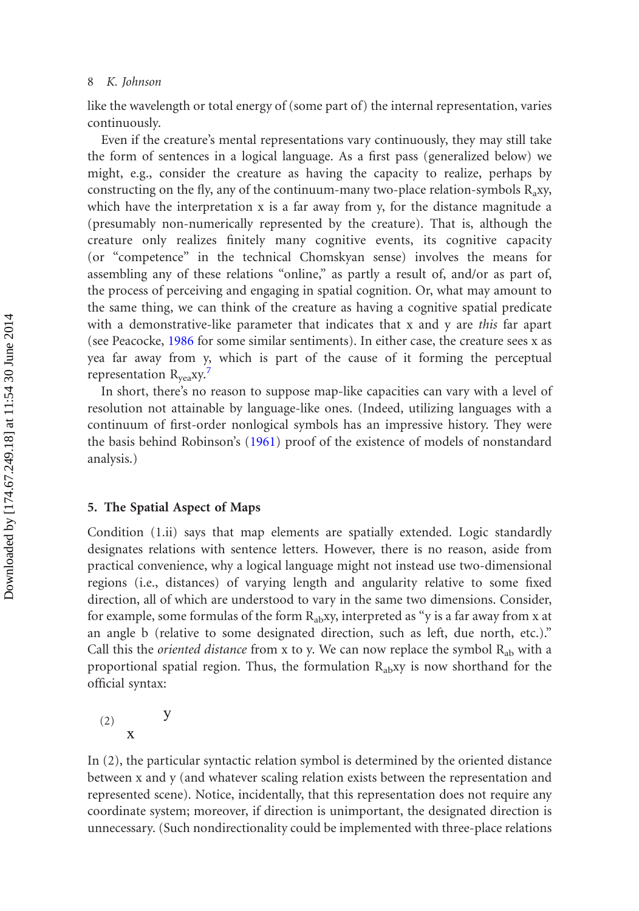like the wavelength or total energy of (some part of) the internal representation, varies continuously.

Even if the creature's mental representations vary continuously, they may still take the form of sentences in a logical language. As a first pass (generalized below) we might, e.g., consider the creature as having the capacity to realize, perhaps by constructing on the fly, any of the continuum-many two-place relation-symbols $R_a xy$, which have the interpretation x is a far away from y, for the distance magnitude a (presumably non-numerically represented by the creature). That is, although the creature only realizes finitely many cognitive events, its cognitive capacity (or "competence" in the technical Chomskyan sense) involves the means for assembling any of these relations "online," as partly a result of, and/or as part of, the process of perceiving and engaging in spatial cognition. Or, what may amount to the same thing, we can think of the creature as having a cognitive spatial predicate with a demonstrative-like parameter that indicates that x and y are *this* far apart (see Peacocke, 1986 for some similar sentiments). In either case, the creature sees x as yea far away from y, which is part of the cause of it forming the perceptual representation $R_{yea} xy$.[7]

In short, there's no reason to suppose map-like capacities can vary with a level of resolution not attainable by language-like ones. (Indeed, utilizing languages with a continuum of first-order nonlogical symbols has an impressive history. They were the basis behind Robinson's (1961) proof of the existence of models of nonstandard analysis.)

## 5. The Spatial Aspect of Maps

Condition (1.ii) says that map elements are spatially extended. Logic standardly designates relations with sentence letters. However, there is no reason, aside from practical convenience, why a logical language might not instead use two-dimensional regions (i.e., distances) of varying length and angularity relative to some fixed direction, all of which are understood to vary in the same two dimensions. Consider, for example, some formulas of the form $R_{ab} xy$, interpreted as "y is a far away from x at an angle b (relative to some designated direction, such as left, due north, etc.)." Call this the *oriented distance* from x to y. We can now replace the symbol $R_{ab}$ with a proportional spatial region. Thus, the formulation $R_{ab} xy$ is now shorthand for the official syntax:

```
(2)        y
       x
```

In (2), the particular syntactic relation symbol is determined by the oriented distance between x and y (and whatever scaling relation exists between the representation and represented scene). Notice, incidentally, that this representation does not require any coordinate system; moreover, if direction is unimportant, the designated direction is unnecessary. (Such nondirectionality could be implemented with three-place relations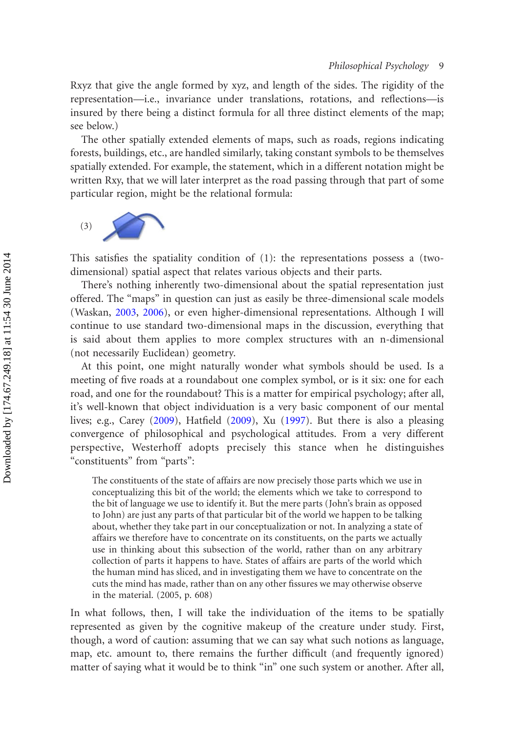Rxyz that give the angle formed by xyz, and length of the sides. The rigidity of the representation—i.e., invariance under translations, rotations, and reflections—is insured by there being a distinct formula for all three distinct elements of the map; see below.)

The other spatially extended elements of maps, such as roads, regions indicating forests, buildings, etc., are handled similarly, taking constant symbols to be themselves spatially extended. For example, the statement, which in a different notation might be written Rxy, that we will later interpret as the road passing through that part of some particular region, might be the relational formula:

(3)

This satisfies the spatiality condition of (1): the representations possess a (two-dimensional) spatial aspect that relates various objects and their parts.

There's nothing inherently two-dimensional about the spatial representation just offered. The "maps" in question can just as easily be three-dimensional scale models (Waskan, 2003, 2006), or even higher-dimensional representations. Although I will continue to use standard two-dimensional maps in the discussion, everything that is said about them applies to more complex structures with an n-dimensional (not necessarily Euclidean) geometry.

At this point, one might naturally wonder what symbols should be used. Is a meeting of five roads at a roundabout one complex symbol, or is it six: one for each road, and one for the roundabout? This is a matter for empirical psychology; after all, it's well-known that object individuation is a very basic component of our mental lives; e.g., Carey (2009), Hatfield (2009), Xu (1997). But there is also a pleasing convergence of philosophical and psychological attitudes. From a very different perspective, Westerhoff adopts precisely this stance when he distinguishes "constituents" from "parts":

> The constituents of the state of affairs are now precisely those parts which we use in conceptualizing this bit of the world; the elements which we take to correspond to the bit of language we use to identify it. But the mere parts (John's brain as opposed to John) are just any parts of that particular bit of the world we happen to be talking about, whether they take part in our conceptualization or not. In analyzing a state of affairs we therefore have to concentrate on its constituents, on the parts we actually use in thinking about this subsection of the world, rather than on any arbitrary collection of parts it happens to have. States of affairs are parts of the world which the human mind has sliced, and in investigating them we have to concentrate on the cuts the mind has made, rather than on any other fissures we may otherwise observe in the material. (2005, p. 608)

In what follows, then, I will take the individuation of the items to be spatially represented as given by the cognitive makeup of the creature under study. First, though, a word of caution: assuming that we can say what such notions as language, map, etc. amount to, there remains the further difficult (and frequently ignored) matter of saying what it would be to think "in" one such system or another. After all,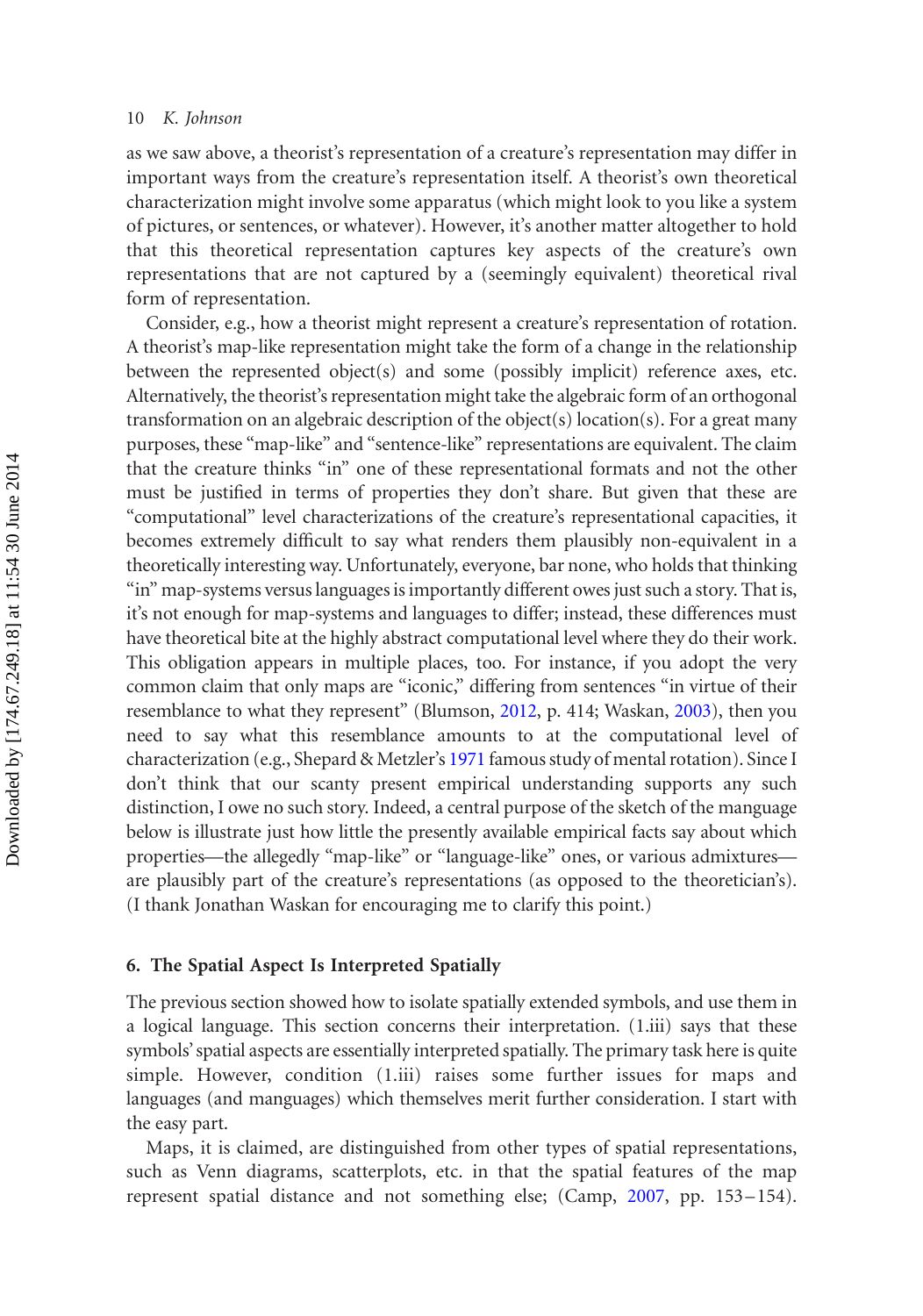as we saw above, a theorist's representation of a creature's representation may differ in important ways from the creature's representation itself. A theorist's own theoretical characterization might involve some apparatus (which might look to you like a system of pictures, or sentences, or whatever). However, it's another matter altogether to hold that this theoretical representation captures key aspects of the creature's own representations that are not captured by a (seemingly equivalent) theoretical rival form of representation.

Consider, e.g., how a theorist might represent a creature's representation of rotation. A theorist's map-like representation might take the form of a change in the relationship between the represented object(s) and some (possibly implicit) reference axes, etc. Alternatively, the theorist's representation might take the algebraic form of an orthogonal transformation on an algebraic description of the object(s) location(s). For a great many purposes, these "map-like" and "sentence-like" representations are equivalent. The claim that the creature thinks "in" one of these representational formats and not the other must be justified in terms of properties they don't share. But given that these are "computational" level characterizations of the creature's representational capacities, it becomes extremely difficult to say what renders them plausibly non-equivalent in a theoretically interesting way. Unfortunately, everyone, bar none, who holds that thinking "in" map-systems versus languages is importantly different owes just such a story. That is, it's not enough for map-systems and languages to differ; instead, these differences must have theoretical bite at the highly abstract computational level where they do their work. This obligation appears in multiple places, too. For instance, if you adopt the very common claim that only maps are "iconic," differing from sentences "in virtue of their resemblance to what they represent" (Blumson, 2012, p. 414; Waskan, 2003), then you need to say what this resemblance amounts to at the computational level of characterization (e.g., Shepard & Metzler's 1971 famous study of mental rotation). Since I don't think that our scanty present empirical understanding supports any such distinction, I owe no such story. Indeed, a central purpose of the sketch of the manguage below is illustrate just how little the presently available empirical facts say about which properties—the allegedly "map-like" or "language-like" ones, or various admixtures—are plausibly part of the creature's representations (as opposed to the theoretician's). (I thank Jonathan Waskan for encouraging me to clarify this point.)

## 6. The Spatial Aspect Is Interpreted Spatially

The previous section showed how to isolate spatially extended symbols, and use them in a logical language. This section concerns their interpretation. (1.iii) says that these symbols' spatial aspects are essentially interpreted spatially. The primary task here is quite simple. However, condition (1.iii) raises some further issues for maps and languages (and manguages) which themselves merit further consideration. I start with the easy part.

Maps, it is claimed, are distinguished from other types of spatial representations, such as Venn diagrams, scatterplots, etc. in that the spatial features of the map represent spatial distance and not something else; (Camp, 2007, pp. 153–154).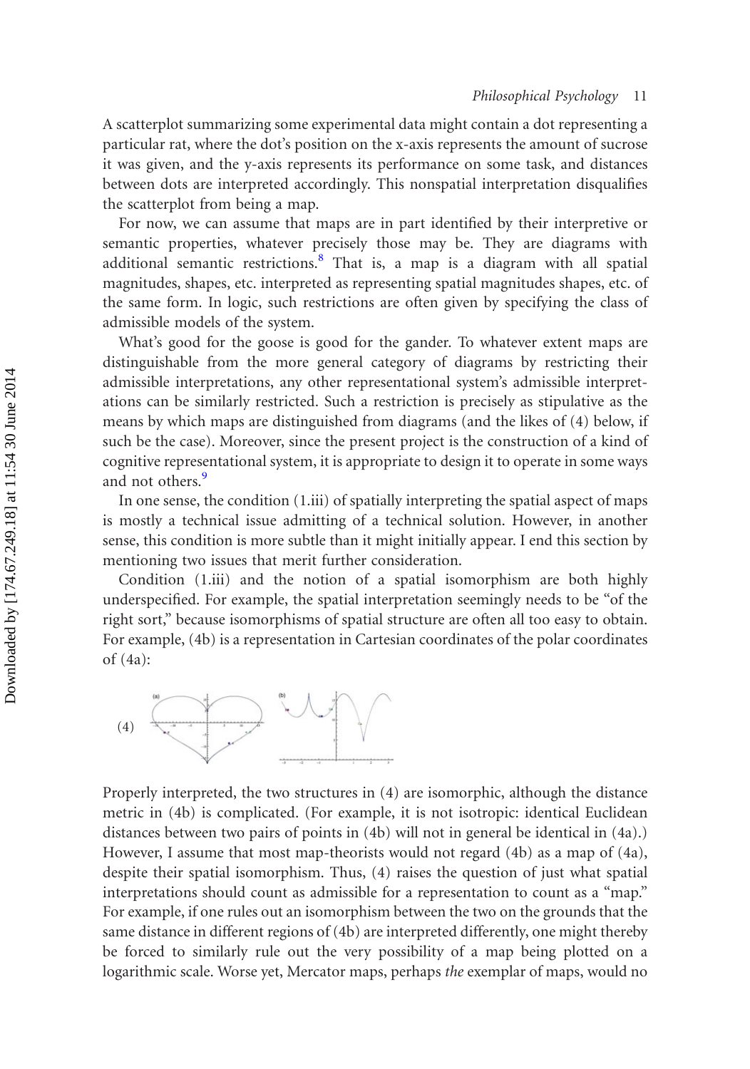A scatterplot summarizing some experimental data might contain a dot representing a particular rat, where the dot's position on the x-axis represents the amount of sucrose it was given, and the y-axis represents its performance on some task, and distances between dots are interpreted accordingly. This nonspatial interpretation disqualifies the scatterplot from being a map.

For now, we can assume that maps are in part identified by their interpretive or semantic properties, whatever precisely those may be. They are diagrams with additional semantic restrictions.[8] That is, a map is a diagram with all spatial magnitudes, shapes, etc. interpreted as representing spatial magnitudes shapes, etc. of the same form. In logic, such restrictions are often given by specifying the class of admissible models of the system.

What's good for the goose is good for the gander. To whatever extent maps are distinguishable from the more general category of diagrams by restricting their admissible interpretations, any other representational system's admissible interpretations can be similarly restricted. Such a restriction is precisely as stipulative as the means by which maps are distinguished from diagrams (and the likes of (4) below, if such be the case). Moreover, since the present project is the construction of a kind of cognitive representational system, it is appropriate to design it to operate in some ways and not others.[9]

In one sense, the condition (1.iii) of spatially interpreting the spatial aspect of maps is mostly a technical issue admitting of a technical solution. However, in another sense, this condition is more subtle than it might initially appear. I end this section by mentioning two issues that merit further consideration.

Condition (1.iii) and the notion of a spatial isomorphism are both highly underspecified. For example, the spatial interpretation seemingly needs to be "of the right sort," because isomorphisms of spatial structure are often all too easy to obtain. For example, (4b) is a representation in Cartesian coordinates of the polar coordinates of (4a):

(4)

Properly interpreted, the two structures in (4) are isomorphic, although the distance metric in (4b) is complicated. (For example, it is not isotropic: identical Euclidean distances between two pairs of points in (4b) will not in general be identical in (4a).) However, I assume that most map-theorists would not regard (4b) as a map of (4a), despite their spatial isomorphism. Thus, (4) raises the question of just what spatial interpretations should count as admissible for a representation to count as a "map." For example, if one rules out an isomorphism between the two on the grounds that the same distance in different regions of (4b) are interpreted differently, one might thereby be forced to similarly rule out the very possibility of a map being plotted on a logarithmic scale. Worse yet, Mercator maps, perhaps *the* exemplar of maps, would no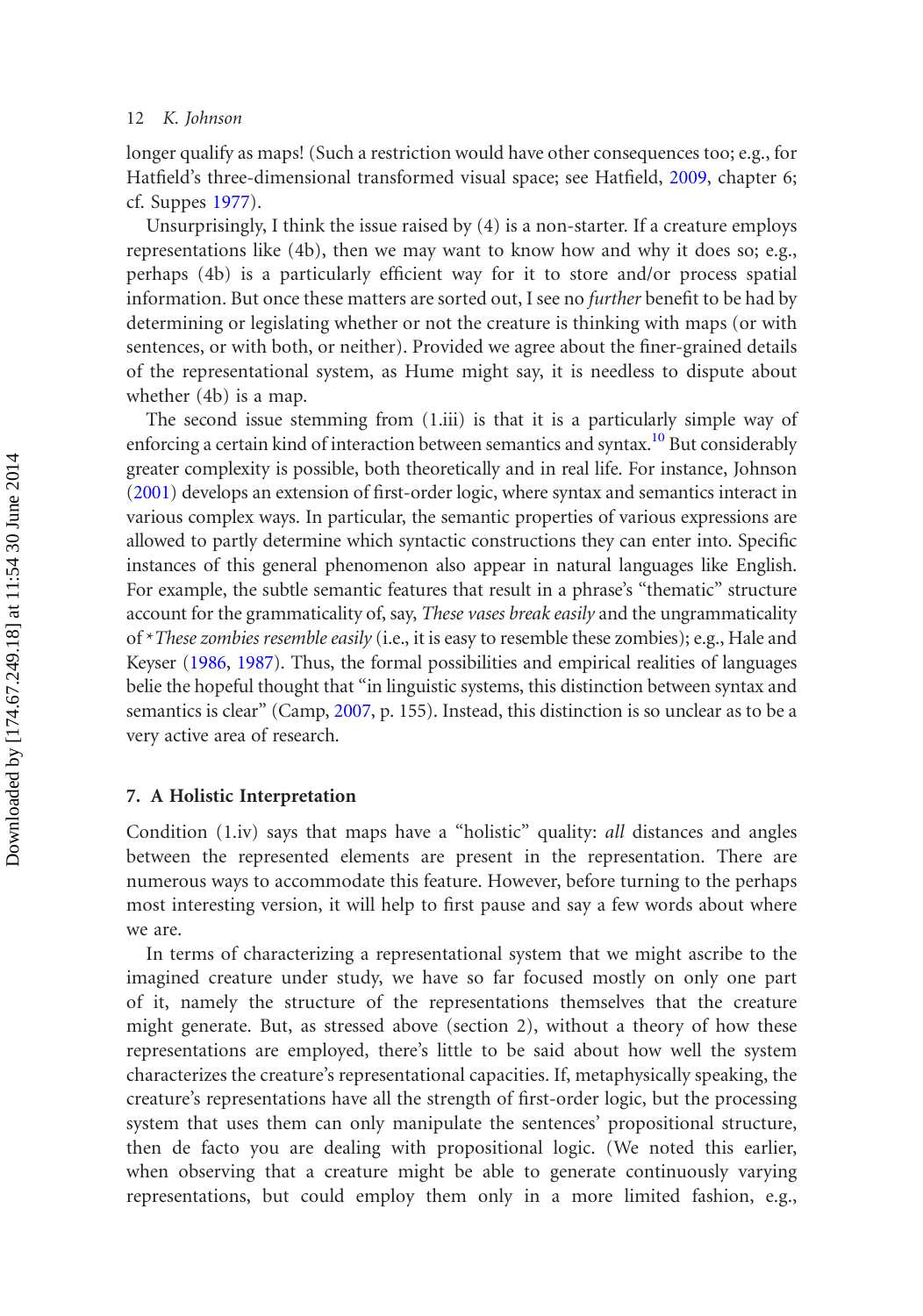longer qualify as maps! (Such a restriction would have other consequences too; e.g., for Hatfield's three-dimensional transformed visual space; see Hatfield, 2009, chapter 6; cf. Suppes 1977).

Unsurprisingly, I think the issue raised by (4) is a non-starter. If a creature employs representations like (4b), then we may want to know how and why it does so; e.g., perhaps (4b) is a particularly efficient way for it to store and/or process spatial information. But once these matters are sorted out, I see no *further* benefit to be had by determining or legislating whether or not the creature is thinking with maps (or with sentences, or with both, or neither). Provided we agree about the finer-grained details of the representational system, as Hume might say, it is needless to dispute about whether (4b) is a map.

The second issue stemming from (1.iii) is that it is a particularly simple way of enforcing a certain kind of interaction between semantics and syntax.[10] But considerably greater complexity is possible, both theoretically and in real life. For instance, Johnson (2001) develops an extension of first-order logic, where syntax and semantics interact in various complex ways. In particular, the semantic properties of various expressions are allowed to partly determine which syntactic constructions they can enter into. Specific instances of this general phenomenon also appear in natural languages like English. For example, the subtle semantic features that result in a phrase's "thematic" structure account for the grammaticality of, say, *These vases break easily* and the ungrammaticality of *\*These zombies resemble easily* (i.e., it is easy to resemble these zombies); e.g., Hale and Keyser (1986, 1987). Thus, the formal possibilities and empirical realities of languages belie the hopeful thought that "in linguistic systems, this distinction between syntax and semantics is clear" (Camp, 2007, p. 155). Instead, this distinction is so unclear as to be a very active area of research.

## 7. A Holistic Interpretation

Condition (1.iv) says that maps have a "holistic" quality: *all* distances and angles between the represented elements are present in the representation. There are numerous ways to accommodate this feature. However, before turning to the perhaps most interesting version, it will help to first pause and say a few words about where we are.

In terms of characterizing a representational system that we might ascribe to the imagined creature under study, we have so far focused mostly on only one part of it, namely the structure of the representations themselves that the creature might generate. But, as stressed above (section 2), without a theory of how these representations are employed, there's little to be said about how well the system characterizes the creature's representational capacities. If, metaphysically speaking, the creature's representations have all the strength of first-order logic, but the processing system that uses them can only manipulate the sentences' propositional structure, then de facto you are dealing with propositional logic. (We noted this earlier, when observing that a creature might be able to generate continuously varying representations, but could employ them only in a more limited fashion, e.g.,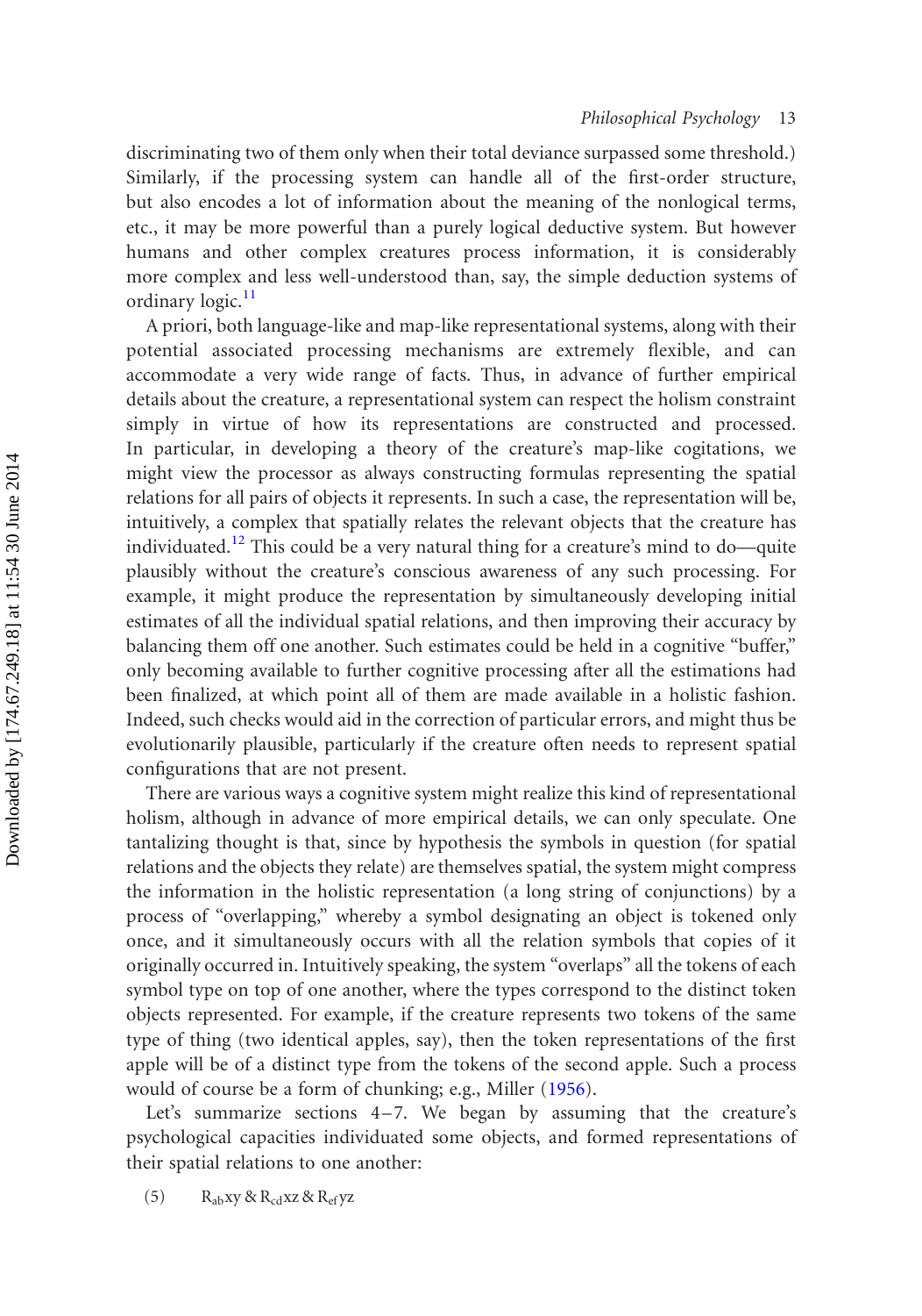discriminating two of them only when their total deviance surpassed some threshold.) Similarly, if the processing system can handle all of the first-order structure, but also encodes a lot of information about the meaning of the nonlogical terms, etc., it may be more powerful than a purely logical deductive system. But however humans and other complex creatures process information, it is considerably more complex and less well-understood than, say, the simple deduction systems of ordinary logic.[11]

A priori, both language-like and map-like representational systems, along with their potential associated processing mechanisms are extremely flexible, and can accommodate a very wide range of facts. Thus, in advance of further empirical details about the creature, a representational system can respect the holism constraint simply in virtue of how its representations are constructed and processed. In particular, in developing a theory of the creature's map-like cogitations, we might view the processor as always constructing formulas representing the spatial relations for all pairs of objects it represents. In such a case, the representation will be, intuitively, a complex that spatially relates the relevant objects that the creature has individuated.[12] This could be a very natural thing for a creature's mind to do—quite plausibly without the creature's conscious awareness of any such processing. For example, it might produce the representation by simultaneously developing initial estimates of all the individual spatial relations, and then improving their accuracy by balancing them off one another. Such estimates could be held in a cognitive "buffer," only becoming available to further cognitive processing after all the estimations had been finalized, at which point all of them are made available in a holistic fashion. Indeed, such checks would aid in the correction of particular errors, and might thus be evolutionarily plausible, particularly if the creature often needs to represent spatial configurations that are not present.

There are various ways a cognitive system might realize this kind of representational holism, although in advance of more empirical details, we can only speculate. One tantalizing thought is that, since by hypothesis the symbols in question (for spatial relations and the objects they relate) are themselves spatial, the system might compress the information in the holistic representation (a long string of conjunctions) by a process of "overlapping," whereby a symbol designating an object is tokened only once, and it simultaneously occurs with all the relation symbols that copies of it originally occurred in. Intuitively speaking, the system "overlaps" all the tokens of each symbol type on top of one another, where the types correspond to the distinct token objects represented. For example, if the creature represents two tokens of the same type of thing (two identical apples, say), then the token representations of the first apple will be of a distinct type from the tokens of the second apple. Such a process would of course be a form of chunking; e.g., Miller (1956).

Let's summarize sections 4–7. We began by assuming that the creature's psychological capacities individuated some objects, and formed representations of their spatial relations to one another:

(5) $R_{ab}xy \,\&\, R_{cd}xz \,\&\, R_{ef}yz$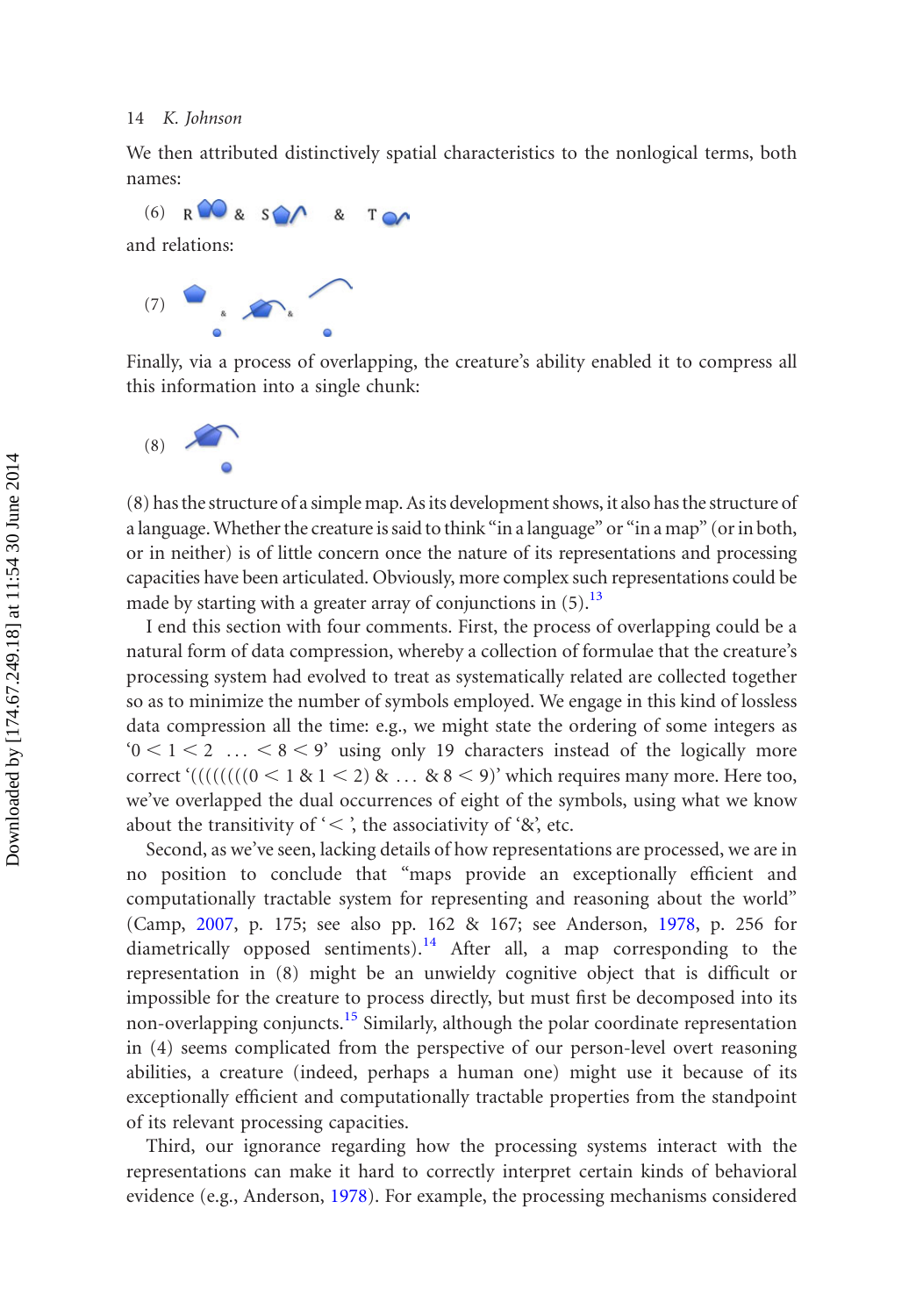We then attributed distinctively spatial characteristics to the nonlogical terms, both names:

(6) R & S & T

and relations:

(7)

Finally, via a process of overlapping, the creature's ability enabled it to compress all this information into a single chunk:

(8)

(8) has the structure of a simple map. As its development shows, it also has the structure of a language. Whether the creature is said to think "in a language" or "in a map" (or in both, or in neither) is of little concern once the nature of its representations and processing capacities have been articulated. Obviously, more complex such representations could be made by starting with a greater array of conjunctions in (5).[13]

I end this section with four comments. First, the process of overlapping could be a natural form of data compression, whereby a collection of formulae that the creature's processing system had evolved to treat as systematically related are collected together so as to minimize the number of symbols employed. We engage in this kind of lossless data compression all the time: e.g., we might state the ordering of some integers as '$0 < 1 < 2 \ \ldots < 8 < 9$' using only 19 characters instead of the logically more correct '((((((((0 < 1 & 1 < 2) & … & 8 < 9)' which requires many more. Here too, we've overlapped the dual occurrences of eight of the symbols, using what we know about the transitivity of '<', the associativity of '&', etc.

Second, as we've seen, lacking details of how representations are processed, we are in no position to conclude that "maps provide an exceptionally efficient and computationally tractable system for representing and reasoning about the world" (Camp, 2007, p. 175; see also pp. 162 & 167; see Anderson, 1978, p. 256 for diametrically opposed sentiments).[14] After all, a map corresponding to the representation in (8) might be an unwieldy cognitive object that is difficult or impossible for the creature to process directly, but must first be decomposed into its non-overlapping conjuncts.[15] Similarly, although the polar coordinate representation in (4) seems complicated from the perspective of our person-level overt reasoning abilities, a creature (indeed, perhaps a human one) might use it because of its exceptionally efficient and computationally tractable properties from the standpoint of its relevant processing capacities.

Third, our ignorance regarding how the processing systems interact with the representations can make it hard to correctly interpret certain kinds of behavioral evidence (e.g., Anderson, 1978). For example, the processing mechanisms considered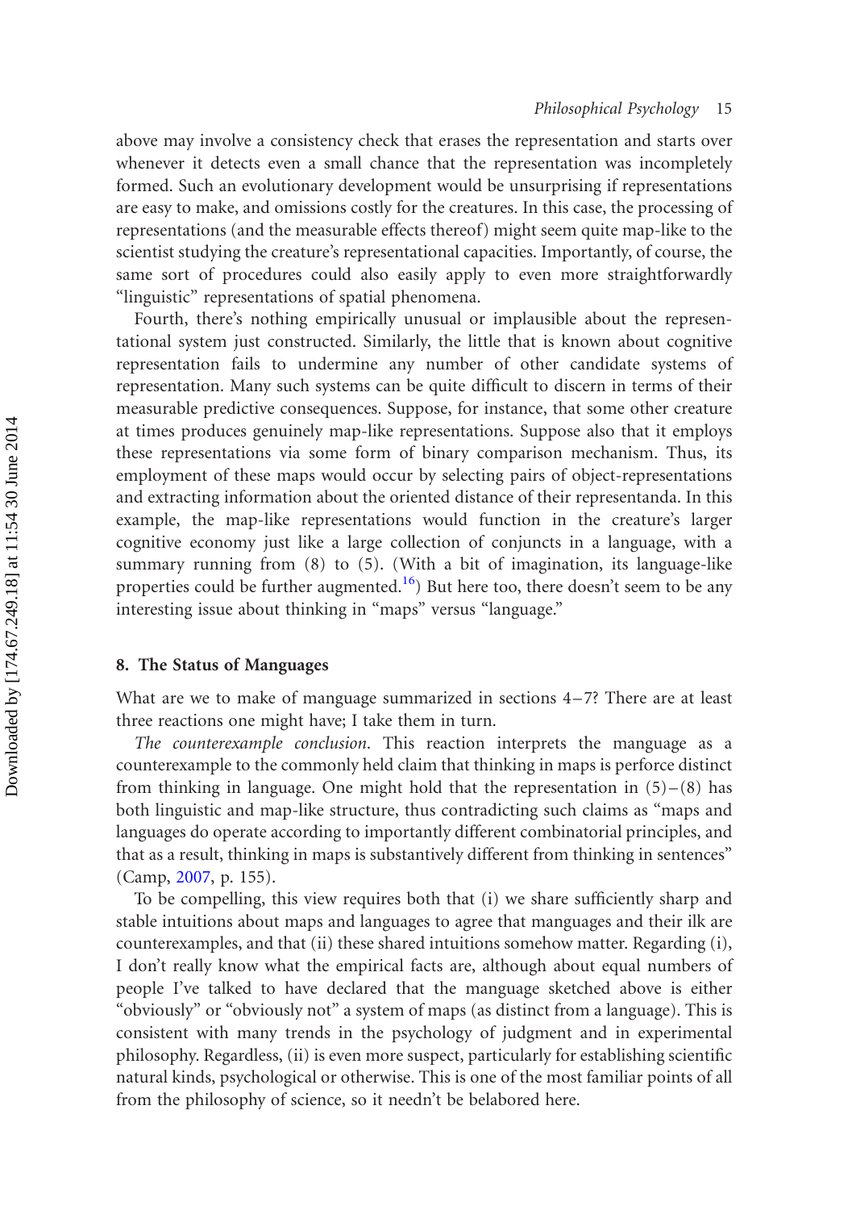above may involve a consistency check that erases the representation and starts over whenever it detects even a small chance that the representation was incompletely formed. Such an evolutionary development would be unsurprising if representations are easy to make, and omissions costly for the creatures. In this case, the processing of representations (and the measurable effects thereof) might seem quite map-like to the scientist studying the creature's representational capacities. Importantly, of course, the same sort of procedures could also easily apply to even more straightforwardly "linguistic" representations of spatial phenomena.

Fourth, there's nothing empirically unusual or implausible about the representational system just constructed. Similarly, the little that is known about cognitive representation fails to undermine any number of other candidate systems of representation. Many such systems can be quite difficult to discern in terms of their measurable predictive consequences. Suppose, for instance, that some other creature at times produces genuinely map-like representations. Suppose also that it employs these representations via some form of binary comparison mechanism. Thus, its employment of these maps would occur by selecting pairs of object-representations and extracting information about the oriented distance of their representanda. In this example, the map-like representations would function in the creature's larger cognitive economy just like a large collection of conjuncts in a language, with a summary running from (8) to (5). (With a bit of imagination, its language-like properties could be further augmented.[16]) But here too, there doesn't seem to be any interesting issue about thinking in "maps" versus "language."

## 8. The Status of Manguages

What are we to make of manguage summarized in sections 4–7? There are at least three reactions one might have; I take them in turn.

*The counterexample conclusion*. This reaction interprets the manguage as a counterexample to the commonly held claim that thinking in maps is perforce distinct from thinking in language. One might hold that the representation in (5)–(8) has both linguistic and map-like structure, thus contradicting such claims as "maps and languages do operate according to importantly different combinatorial principles, and that as a result, thinking in maps is substantively different from thinking in sentences" (Camp, 2007, p. 155).

To be compelling, this view requires both that (i) we share sufficiently sharp and stable intuitions about maps and languages to agree that manguages and their ilk are counterexamples, and that (ii) these shared intuitions somehow matter. Regarding (i), I don't really know what the empirical facts are, although about equal numbers of people I've talked to have declared that the manguage sketched above is either "obviously" or "obviously not" a system of maps (as distinct from a language). This is consistent with many trends in the psychology of judgment and in experimental philosophy. Regardless, (ii) is even more suspect, particularly for establishing scientific natural kinds, psychological or otherwise. This is one of the most familiar points of all from the philosophy of science, so it needn't be belabored here.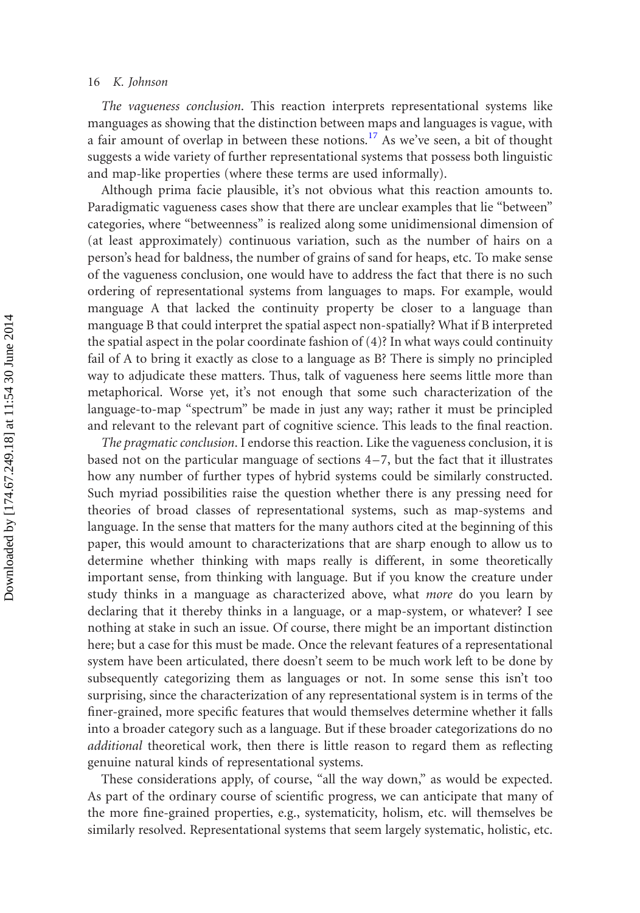*The vagueness conclusion*. This reaction interprets representational systems like manguages as showing that the distinction between maps and languages is vague, with a fair amount of overlap in between these notions.[17] As we've seen, a bit of thought suggests a wide variety of further representational systems that possess both linguistic and map-like properties (where these terms are used informally).

Although prima facie plausible, it's not obvious what this reaction amounts to. Paradigmatic vagueness cases show that there are unclear examples that lie "between" categories, where "betweenness" is realized along some unidimensional dimension of (at least approximately) continuous variation, such as the number of hairs on a person's head for baldness, the number of grains of sand for heaps, etc. To make sense of the vagueness conclusion, one would have to address the fact that there is no such ordering of representational systems from languages to maps. For example, would manguage A that lacked the continuity property be closer to a language than manguage B that could interpret the spatial aspect non-spatially? What if B interpreted the spatial aspect in the polar coordinate fashion of (4)? In what ways could continuity fail of A to bring it exactly as close to a language as B? There is simply no principled way to adjudicate these matters. Thus, talk of vagueness here seems little more than metaphorical. Worse yet, it's not enough that some such characterization of the language-to-map "spectrum" be made in just any way; rather it must be principled and relevant to the relevant part of cognitive science. This leads to the final reaction.

*The pragmatic conclusion*. I endorse this reaction. Like the vagueness conclusion, it is based not on the particular manguage of sections 4–7, but the fact that it illustrates how any number of further types of hybrid systems could be similarly constructed. Such myriad possibilities raise the question whether there is any pressing need for theories of broad classes of representational systems, such as map-systems and language. In the sense that matters for the many authors cited at the beginning of this paper, this would amount to characterizations that are sharp enough to allow us to determine whether thinking with maps really is different, in some theoretically important sense, from thinking with language. But if you know the creature under study thinks in a manguage as characterized above, what *more* do you learn by declaring that it thereby thinks in a language, or a map-system, or whatever? I see nothing at stake in such an issue. Of course, there might be an important distinction here; but a case for this must be made. Once the relevant features of a representational system have been articulated, there doesn't seem to be much work left to be done by subsequently categorizing them as languages or not. In some sense this isn't too surprising, since the characterization of any representational system is in terms of the finer-grained, more specific features that would themselves determine whether it falls into a broader category such as a language. But if these broader categorizations do no *additional* theoretical work, then there is little reason to regard them as reflecting genuine natural kinds of representational systems.

These considerations apply, of course, "all the way down," as would be expected. As part of the ordinary course of scientific progress, we can anticipate that many of the more fine-grained properties, e.g., systematicity, holism, etc. will themselves be similarly resolved. Representational systems that seem largely systematic, holistic, etc.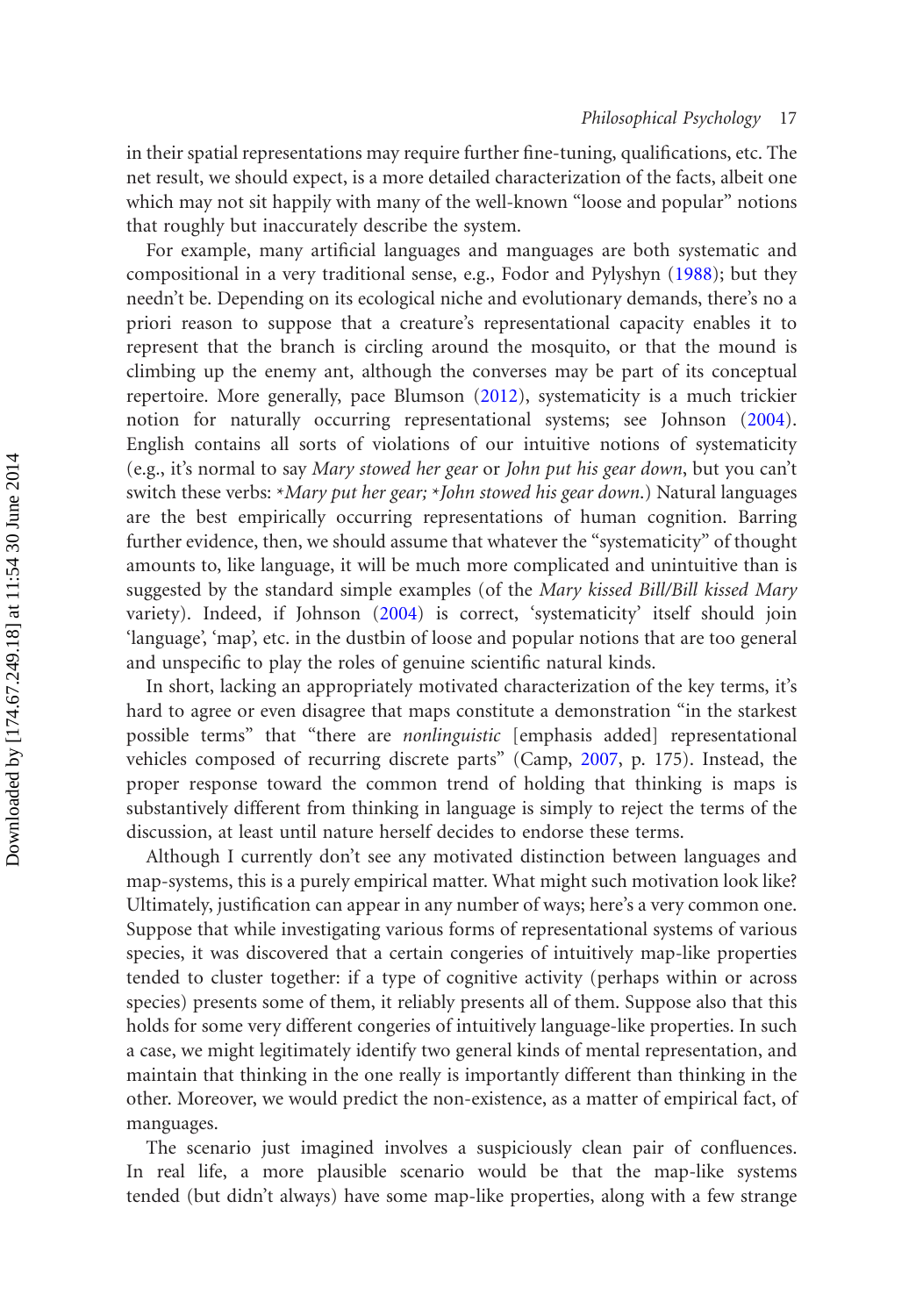in their spatial representations may require further fine-tuning, qualifications, etc. The net result, we should expect, is a more detailed characterization of the facts, albeit one which may not sit happily with many of the well-known "loose and popular" notions that roughly but inaccurately describe the system.

For example, many artificial languages and manguages are both systematic and compositional in a very traditional sense, e.g., Fodor and Pylyshyn (1988); but they needn't be. Depending on its ecological niche and evolutionary demands, there's no a priori reason to suppose that a creature's representational capacity enables it to represent that the branch is circling around the mosquito, or that the mound is climbing up the enemy ant, although the converses may be part of its conceptual repertoire. More generally, pace Blumson (2012), systematicity is a much trickier notion for naturally occurring representational systems; see Johnson (2004). English contains all sorts of violations of our intuitive notions of systematicity (e.g., it's normal to say *Mary stowed her gear* or *John put his gear down*, but you can't switch these verbs: \**Mary put her gear;* \**John stowed his gear down*.) Natural languages are the best empirically occurring representations of human cognition. Barring further evidence, then, we should assume that whatever the "systematicity" of thought amounts to, like language, it will be much more complicated and unintuitive than is suggested by the standard simple examples (of the *Mary kissed Bill/Bill kissed Mary* variety). Indeed, if Johnson (2004) is correct, 'systematicity' itself should join 'language', 'map', etc. in the dustbin of loose and popular notions that are too general and unspecific to play the roles of genuine scientific natural kinds.

In short, lacking an appropriately motivated characterization of the key terms, it's hard to agree or even disagree that maps constitute a demonstration "in the starkest possible terms" that "there are *nonlinguistic* [emphasis added] representational vehicles composed of recurring discrete parts" (Camp, 2007, p. 175). Instead, the proper response toward the common trend of holding that thinking is maps is substantively different from thinking in language is simply to reject the terms of the discussion, at least until nature herself decides to endorse these terms.

Although I currently don't see any motivated distinction between languages and map-systems, this is a purely empirical matter. What might such motivation look like? Ultimately, justification can appear in any number of ways; here's a very common one. Suppose that while investigating various forms of representational systems of various species, it was discovered that a certain congeries of intuitively map-like properties tended to cluster together: if a type of cognitive activity (perhaps within or across species) presents some of them, it reliably presents all of them. Suppose also that this holds for some very different congeries of intuitively language-like properties. In such a case, we might legitimately identify two general kinds of mental representation, and maintain that thinking in the one really is importantly different than thinking in the other. Moreover, we would predict the non-existence, as a matter of empirical fact, of manguages.

The scenario just imagined involves a suspiciously clean pair of confluences. In real life, a more plausible scenario would be that the map-like systems tended (but didn't always) have some map-like properties, along with a few strange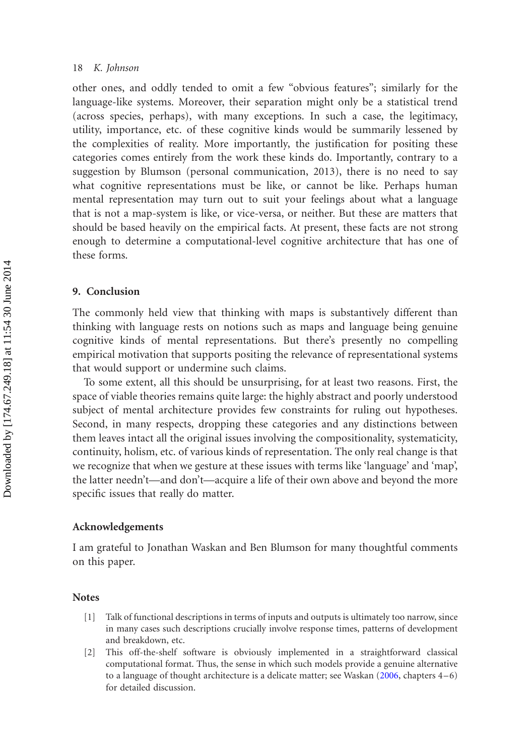other ones, and oddly tended to omit a few "obvious features"; similarly for the language-like systems. Moreover, their separation might only be a statistical trend (across species, perhaps), with many exceptions. In such a case, the legitimacy, utility, importance, etc. of these cognitive kinds would be summarily lessened by the complexities of reality. More importantly, the justification for positing these categories comes entirely from the work these kinds do. Importantly, contrary to a suggestion by Blumson (personal communication, 2013), there is no need to say what cognitive representations must be like, or cannot be like. Perhaps human mental representation may turn out to suit your feelings about what a language that is not a map-system is like, or vice-versa, or neither. But these are matters that should be based heavily on the empirical facts. At present, these facts are not strong enough to determine a computational-level cognitive architecture that has one of these forms.

## 9. Conclusion

The commonly held view that thinking with maps is substantively different than thinking with language rests on notions such as maps and language being genuine cognitive kinds of mental representations. But there's presently no compelling empirical motivation that supports positing the relevance of representational systems that would support or undermine such claims.

To some extent, all this should be unsurprising, for at least two reasons. First, the space of viable theories remains quite large: the highly abstract and poorly understood subject of mental architecture provides few constraints for ruling out hypotheses. Second, in many respects, dropping these categories and any distinctions between them leaves intact all the original issues involving the compositionality, systematicity, continuity, holism, etc. of various kinds of representation. The only real change is that we recognize that when we gesture at these issues with terms like 'language' and 'map', the latter needn't—and don't—acquire a life of their own above and beyond the more specific issues that really do matter.

## Acknowledgements

I am grateful to Jonathan Waskan and Ben Blumson for many thoughtful comments on this paper.

## Notes

[1] Talk of functional descriptions in terms of inputs and outputs is ultimately too narrow, since in many cases such descriptions crucially involve response times, patterns of development and breakdown, etc.

[2] This off-the-shelf software is obviously implemented in a straightforward classical computational format. Thus, the sense in which such models provide a genuine alternative to a language of thought architecture is a delicate matter; see Waskan (2006, chapters 4–6) for detailed discussion.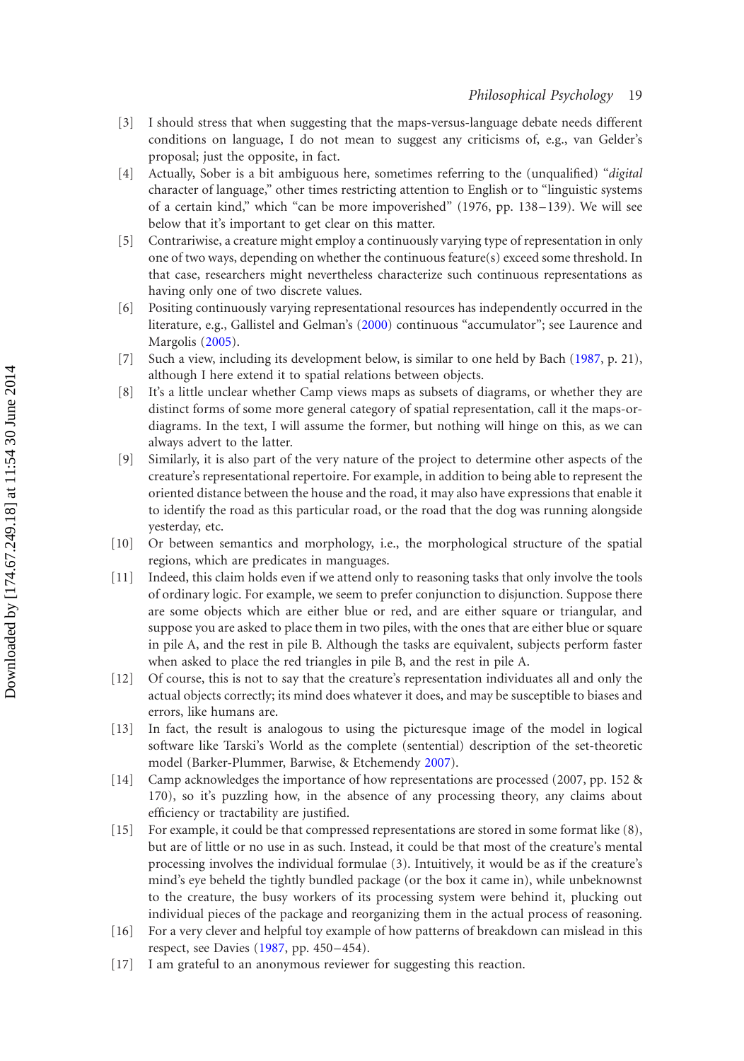[3] I should stress that when suggesting that the maps-versus-language debate needs different conditions on language, I do not mean to suggest any criticisms of, e.g., van Gelder's proposal; just the opposite, in fact.

[4] Actually, Sober is a bit ambiguous here, sometimes referring to the (unqualified) "*digital* character of language," other times restricting attention to English or to "linguistic systems of a certain kind," which "can be more impoverished" (1976, pp. 138–139). We will see below that it's important to get clear on this matter.

[5] Contrariwise, a creature might employ a continuously varying type of representation in only one of two ways, depending on whether the continuous feature(s) exceed some threshold. In that case, researchers might nevertheless characterize such continuous representations as having only one of two discrete values.

[6] Positing continuously varying representational resources has independently occurred in the literature, e.g., Gallistel and Gelman's (2000) continuous "accumulator"; see Laurence and Margolis (2005).

[7] Such a view, including its development below, is similar to one held by Bach (1987, p. 21), although I here extend it to spatial relations between objects.

[8] It's a little unclear whether Camp views maps as subsets of diagrams, or whether they are distinct forms of some more general category of spatial representation, call it the maps-or-diagrams. In the text, I will assume the former, but nothing will hinge on this, as we can always advert to the latter.

[9] Similarly, it is also part of the very nature of the project to determine other aspects of the creature's representational repertoire. For example, in addition to being able to represent the oriented distance between the house and the road, it may also have expressions that enable it to identify the road as this particular road, or the road that the dog was running alongside yesterday, etc.

[10] Or between semantics and morphology, i.e., the morphological structure of the spatial regions, which are predicates in manguages.

[11] Indeed, this claim holds even if we attend only to reasoning tasks that only involve the tools of ordinary logic. For example, we seem to prefer conjunction to disjunction. Suppose there are some objects which are either blue or red, and are either square or triangular, and suppose you are asked to place them in two piles, with the ones that are either blue or square in pile A, and the rest in pile B. Although the tasks are equivalent, subjects perform faster when asked to place the red triangles in pile B, and the rest in pile A.

[12] Of course, this is not to say that the creature's representation individuates all and only the actual objects correctly; its mind does whatever it does, and may be susceptible to biases and errors, like humans are.

[13] In fact, the result is analogous to using the picturesque image of the model in logical software like Tarski's World as the complete (sentential) description of the set-theoretic model (Barker-Plummer, Barwise, & Etchemendy 2007).

[14] Camp acknowledges the importance of how representations are processed (2007, pp. 152 & 170), so it's puzzling how, in the absence of any processing theory, any claims about efficiency or tractability are justified.

[15] For example, it could be that compressed representations are stored in some format like (8), but are of little or no use in as such. Instead, it could be that most of the creature's mental processing involves the individual formulae (3). Intuitively, it would be as if the creature's mind's eye beheld the tightly bundled package (or the box it came in), while unbeknownst to the creature, the busy workers of its processing system were behind it, plucking out individual pieces of the package and reorganizing them in the actual process of reasoning.

[16] For a very clever and helpful toy example of how patterns of breakdown can mislead in this respect, see Davies (1987, pp. 450–454).

[17] I am grateful to an anonymous reviewer for suggesting this reaction.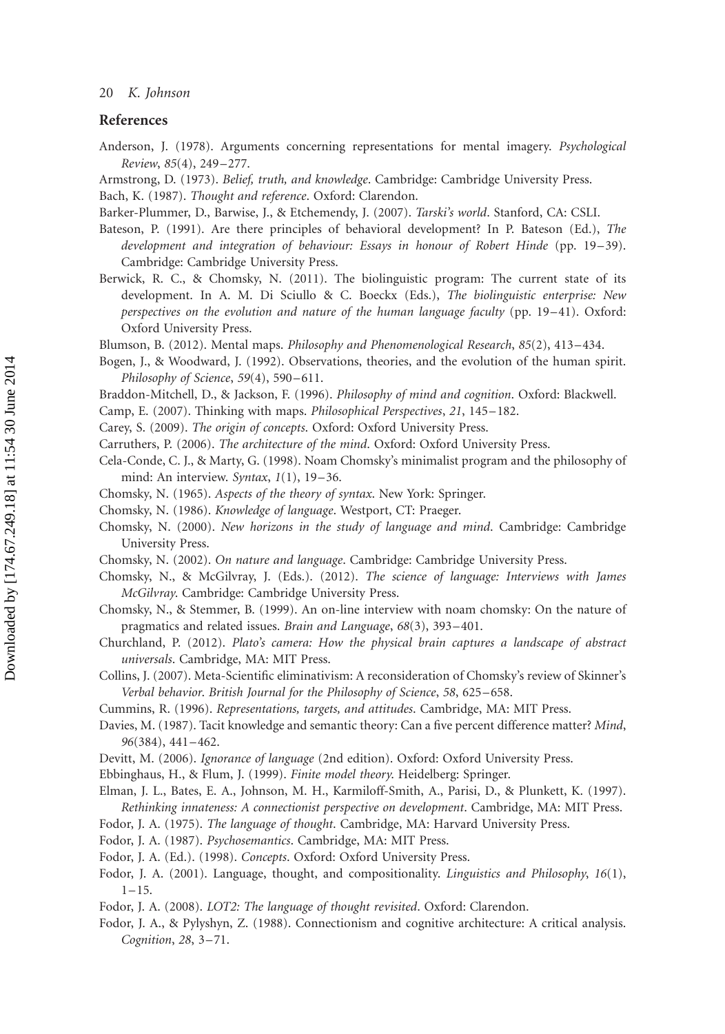## References

Anderson, J. (1978). Arguments concerning representations for mental imagery. *Psychological Review*, *85*(4), 249–277.

Armstrong, D. (1973). *Belief, truth, and knowledge*. Cambridge: Cambridge University Press.

Bach, K. (1987). *Thought and reference*. Oxford: Clarendon.

Barker-Plummer, D., Barwise, J., & Etchemendy, J. (2007). *Tarski's world*. Stanford, CA: CSLI.

Bateson, P. (1991). Are there principles of behavioral development? In P. Bateson (Ed.), *The development and integration of behaviour: Essays in honour of Robert Hinde* (pp. 19–39). Cambridge: Cambridge University Press.

Berwick, R. C., & Chomsky, N. (2011). The biolinguistic program: The current state of its development. In A. M. Di Sciullo & C. Boeckx (Eds.), *The biolinguistic enterprise: New perspectives on the evolution and nature of the human language faculty* (pp. 19–41). Oxford: Oxford University Press.

Blumson, B. (2012). Mental maps. *Philosophy and Phenomenological Research*, *85*(2), 413–434.

Bogen, J., & Woodward, J. (1992). Observations, theories, and the evolution of the human spirit. *Philosophy of Science*, *59*(4), 590–611.

Braddon-Mitchell, D., & Jackson, F. (1996). *Philosophy of mind and cognition*. Oxford: Blackwell.

Camp, E. (2007). Thinking with maps. *Philosophical Perspectives*, *21*, 145–182.

Carey, S. (2009). *The origin of concepts*. Oxford: Oxford University Press.

Carruthers, P. (2006). *The architecture of the mind*. Oxford: Oxford University Press.

Cela-Conde, C. J., & Marty, G. (1998). Noam Chomsky's minimalist program and the philosophy of mind: An interview. *Syntax*, *1*(1), 19–36.

Chomsky, N. (1965). *Aspects of the theory of syntax*. New York: Springer.

Chomsky, N. (1986). *Knowledge of language*. Westport, CT: Praeger.

Chomsky, N. (2000). *New horizons in the study of language and mind*. Cambridge: Cambridge University Press.

Chomsky, N. (2002). *On nature and language*. Cambridge: Cambridge University Press.

Chomsky, N., & McGilvray, J. (Eds.). (2012). *The science of language: Interviews with James McGilvray*. Cambridge: Cambridge University Press.

Chomsky, N., & Stemmer, B. (1999). An on-line interview with noam chomsky: On the nature of pragmatics and related issues. *Brain and Language*, *68*(3), 393–401.

Churchland, P. (2012). *Plato's camera: How the physical brain captures a landscape of abstract universals*. Cambridge, MA: MIT Press.

Collins, J. (2007). Meta-Scientific eliminativism: A reconsideration of Chomsky's review of Skinner's *Verbal behavior*. *British Journal for the Philosophy of Science*, *58*, 625–658.

Cummins, R. (1996). *Representations, targets, and attitudes*. Cambridge, MA: MIT Press.

Davies, M. (1987). Tacit knowledge and semantic theory: Can a five percent difference matter? *Mind*, *96*(384), 441–462.

Devitt, M. (2006). *Ignorance of language* (2nd edition). Oxford: Oxford University Press.

Ebbinghaus, H., & Flum, J. (1999). *Finite model theory*. Heidelberg: Springer.

Elman, J. L., Bates, E. A., Johnson, M. H., Karmiloff-Smith, A., Parisi, D., & Plunkett, K. (1997). *Rethinking innateness: A connectionist perspective on development*. Cambridge, MA: MIT Press.

Fodor, J. A. (1975). *The language of thought*. Cambridge, MA: Harvard University Press.

Fodor, J. A. (1987). *Psychosemantics*. Cambridge, MA: MIT Press.

Fodor, J. A. (Ed.). (1998). *Concepts*. Oxford: Oxford University Press.

Fodor, J. A. (2001). Language, thought, and compositionality. *Linguistics and Philosophy*, *16*(1), 1–15.

Fodor, J. A. (2008). *LOT2: The language of thought revisited*. Oxford: Clarendon.

Fodor, J. A., & Pylyshyn, Z. (1988). Connectionism and cognitive architecture: A critical analysis. *Cognition*, *28*, 3–71.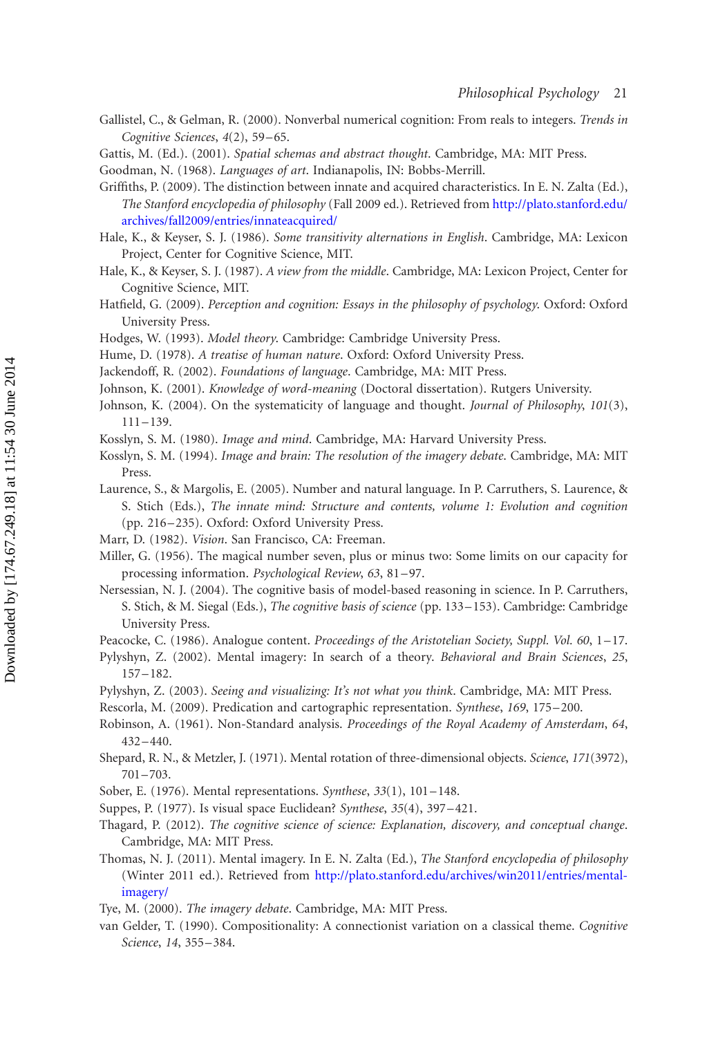Gallistel, C., & Gelman, R. (2000). Nonverbal numerical cognition: From reals to integers. *Trends in Cognitive Sciences*, *4*(2), 59–65.

Gattis, M. (Ed.). (2001). *Spatial schemas and abstract thought*. Cambridge, MA: MIT Press.

Goodman, N. (1968). *Languages of art*. Indianapolis, IN: Bobbs-Merrill.

Griffiths, P. (2009). The distinction between innate and acquired characteristics. In E. N. Zalta (Ed.), *The Stanford encyclopedia of philosophy* (Fall 2009 ed.). Retrieved from http://plato.stanford.edu/archives/fall2009/entries/innateacquired/

Hale, K., & Keyser, S. J. (1986). *Some transitivity alternations in English*. Cambridge, MA: Lexicon Project, Center for Cognitive Science, MIT.

Hale, K., & Keyser, S. J. (1987). *A view from the middle*. Cambridge, MA: Lexicon Project, Center for Cognitive Science, MIT.

Hatfield, G. (2009). *Perception and cognition: Essays in the philosophy of psychology*. Oxford: Oxford University Press.

Hodges, W. (1993). *Model theory*. Cambridge: Cambridge University Press.

Hume, D. (1978). *A treatise of human nature*. Oxford: Oxford University Press.

Jackendoff, R. (2002). *Foundations of language*. Cambridge, MA: MIT Press.

Johnson, K. (2001). *Knowledge of word-meaning* (Doctoral dissertation). Rutgers University.

Johnson, K. (2004). On the systematicity of language and thought. *Journal of Philosophy*, *101*(3), 111–139.

Kosslyn, S. M. (1980). *Image and mind*. Cambridge, MA: Harvard University Press.

Kosslyn, S. M. (1994). *Image and brain: The resolution of the imagery debate*. Cambridge, MA: MIT Press.

Laurence, S., & Margolis, E. (2005). Number and natural language. In P. Carruthers, S. Laurence, & S. Stich (Eds.), *The innate mind: Structure and contents, volume 1: Evolution and cognition* (pp. 216–235). Oxford: Oxford University Press.

Marr, D. (1982). *Vision*. San Francisco, CA: Freeman.

Miller, G. (1956). The magical number seven, plus or minus two: Some limits on our capacity for processing information. *Psychological Review*, *63*, 81–97.

Nersessian, N. J. (2004). The cognitive basis of model-based reasoning in science. In P. Carruthers, S. Stich, & M. Siegal (Eds.), *The cognitive basis of science* (pp. 133–153). Cambridge: Cambridge University Press.

Peacocke, C. (1986). Analogue content. *Proceedings of the Aristotelian Society, Suppl. Vol. 60*, 1–17.

Pylyshyn, Z. (2002). Mental imagery: In search of a theory. *Behavioral and Brain Sciences*, *25*, 157–182.

Pylyshyn, Z. (2003). *Seeing and visualizing: It's not what you think*. Cambridge, MA: MIT Press.

Rescorla, M. (2009). Predication and cartographic representation. *Synthese*, *169*, 175–200.

Robinson, A. (1961). Non-Standard analysis. *Proceedings of the Royal Academy of Amsterdam*, *64*, 432–440.

Shepard, R. N., & Metzler, J. (1971). Mental rotation of three-dimensional objects. *Science*, *171*(3972), 701–703.

Sober, E. (1976). Mental representations. *Synthese*, *33*(1), 101–148.

Suppes, P. (1977). Is visual space Euclidean? *Synthese*, *35*(4), 397–421.

Thagard, P. (2012). *The cognitive science of science: Explanation, discovery, and conceptual change*. Cambridge, MA: MIT Press.

Thomas, N. J. (2011). Mental imagery. In E. N. Zalta (Ed.), *The Stanford encyclopedia of philosophy* (Winter 2011 ed.). Retrieved from http://plato.stanford.edu/archives/win2011/entries/mental-imagery/

Tye, M. (2000). *The imagery debate*. Cambridge, MA: MIT Press.

van Gelder, T. (1990). Compositionality: A connectionist variation on a classical theme. *Cognitive Science*, *14*, 355–384.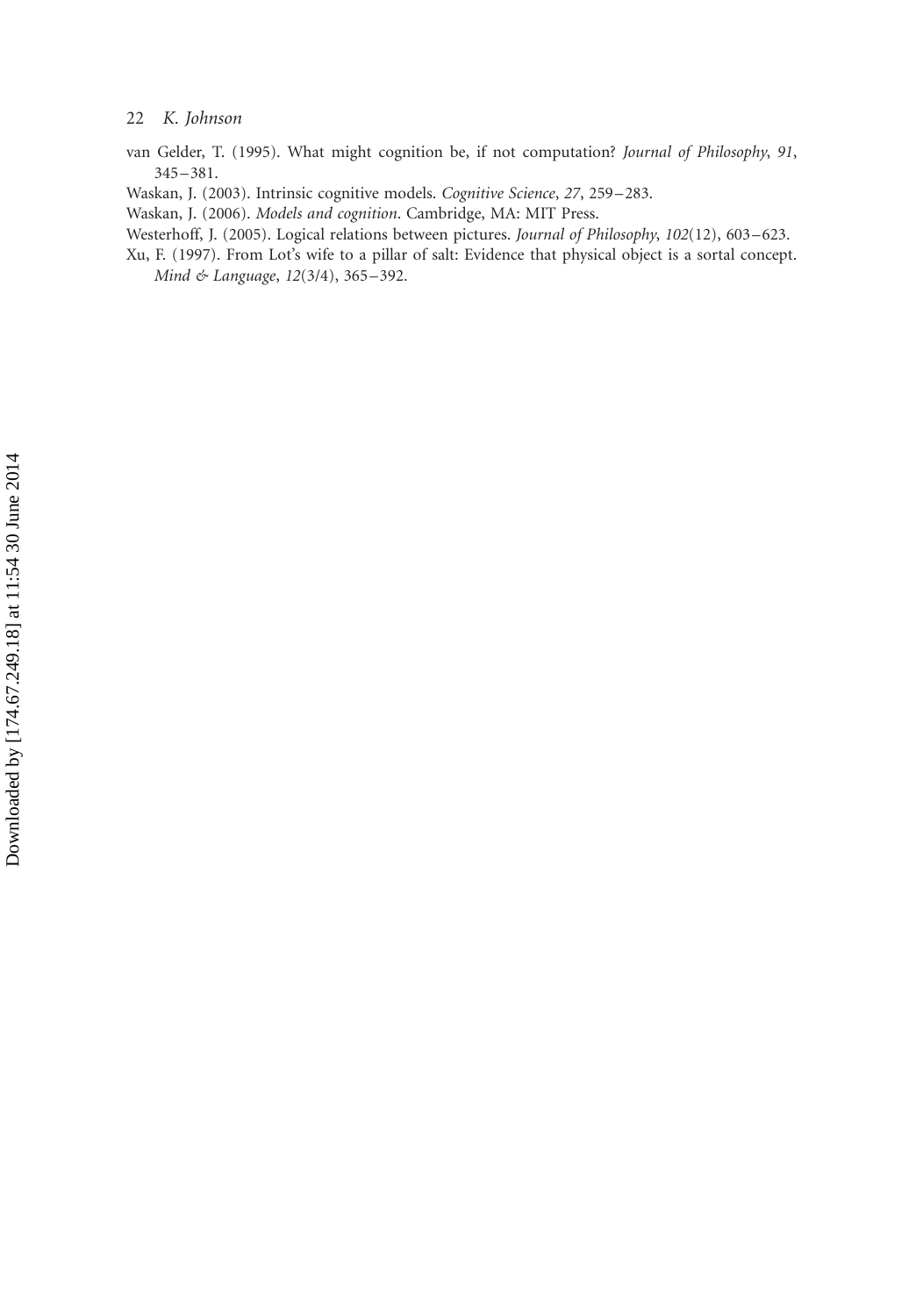van Gelder, T. (1995). What might cognition be, if not computation? *Journal of Philosophy*, *91*, 345–381.

Waskan, J. (2003). Intrinsic cognitive models. *Cognitive Science*, *27*, 259–283.

Waskan, J. (2006). *Models and cognition*. Cambridge, MA: MIT Press.

Westerhoff, J. (2005). Logical relations between pictures. *Journal of Philosophy*, *102*(12), 603–623.

Xu, F. (1997). From Lot's wife to a pillar of salt: Evidence that physical object is a sortal concept. *Mind & Language*, *12*(3/4), 365–392.